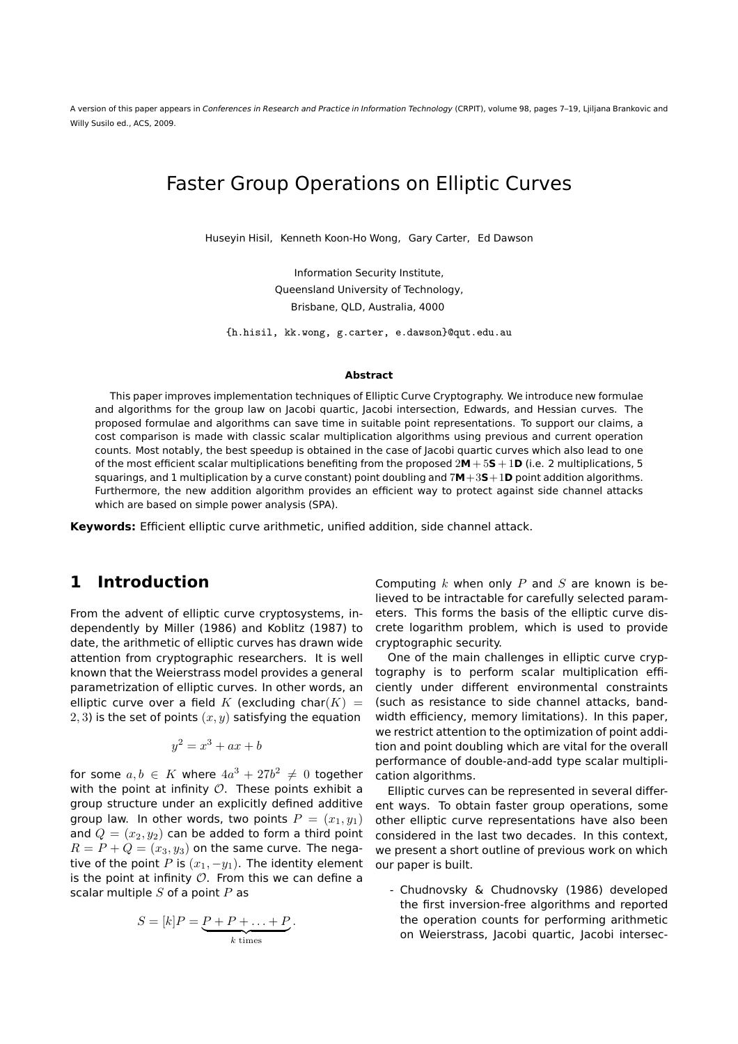A version of this paper appears in *Conferences in Research and Practice in Information Technology* (CRPIT), volume 98, pages 7–19, Ljiljana Brankovic and Willy Susilo ed., ACS, 2009.

# Faster Group Operations on Elliptic Curves

Huseyin Hisil, Kenneth Koon-Ho Wong, Gary Carter, Ed Dawson

Information Security Institute,
Queensland University of Technology,
Brisbane, QLD, Australia, 4000

{h.hisil, kk.wong, g.carter, e.dawson}@qut.edu.au

### Abstract

This paper improves implementation techniques of Elliptic Curve Cryptography. We introduce new formulae and algorithms for the group law on Jacobi quartic, Jacobi intersection, Edwards, and Hessian curves. The proposed formulae and algorithms can save time in suitable point representations. To support our claims, a cost comparison is made with classic scalar multiplication algorithms using previous and current operation counts. Most notably, the best speedup is obtained in the case of Jacobi quartic curves which also lead to one of the most efficient scalar multiplications benefiting from the proposed $2\mathbf{M}+5\mathbf{S}+1\mathbf{D}$ (i.e. 2 multiplications, 5 squarings, and 1 multiplication by a curve constant) point doubling and $7\mathbf{M}+3\mathbf{S}+1\mathbf{D}$ point addition algorithms. Furthermore, the new addition algorithm provides an efficient way to protect against side channel attacks which are based on simple power analysis (SPA).

**Keywords:** Efficient elliptic curve arithmetic, unified addition, side channel attack.

## 1 Introduction

From the advent of elliptic curve cryptosystems, independently by Miller (1986) and Koblitz (1987) to date, the arithmetic of elliptic curves has drawn wide attention from cryptographic researchers. It is well known that the Weierstrass model provides a general parametrization of elliptic curves. In other words, an elliptic curve over a field $K$ (excluding char$(K) = 2, 3$) is the set of points $(x, y)$ satisfying the equation

$$y^2 = x^3 + ax + b$$

for some $a, b \in K$ where $4a^3 + 27b^2 \neq 0$ together with the point at infinity $\mathcal{O}$. These points exhibit a group structure under an explicitly defined additive group law. In other words, two points $P = (x_1, y_1)$ and $Q = (x_2, y_2)$ can be added to form a third point $R = P + Q = (x_3, y_3)$ on the same curve. The negative of the point $P$ is $(x_1, -y_1)$. The identity element is the point at infinity $\mathcal{O}$. From this we can define a scalar multiple $S$ of a point $P$ as

$$S = [k]P = \underbrace{P + P + \ldots + P}_{k \text{ times}}.$$

Computing $k$ when only $P$ and $S$ are known is believed to be intractable for carefully selected parameters. This forms the basis of the elliptic curve discrete logarithm problem, which is used to provide cryptographic security.

One of the main challenges in elliptic curve cryptography is to perform scalar multiplication efficiently under different environmental constraints (such as resistance to side channel attacks, bandwidth efficiency, memory limitations). In this paper, we restrict attention to the optimization of point addition and point doubling which are vital for the overall performance of double-and-add type scalar multiplication algorithms.

Elliptic curves can be represented in several different ways. To obtain faster group operations, some other elliptic curve representations have also been considered in the last two decades. In this context, we present a short outline of previous work on which our paper is built.

- Chudnovsky & Chudnovsky (1986) developed the first inversion-free algorithms and reported the operation counts for performing arithmetic on Weierstrass, Jacobi quartic, Jacobi intersec-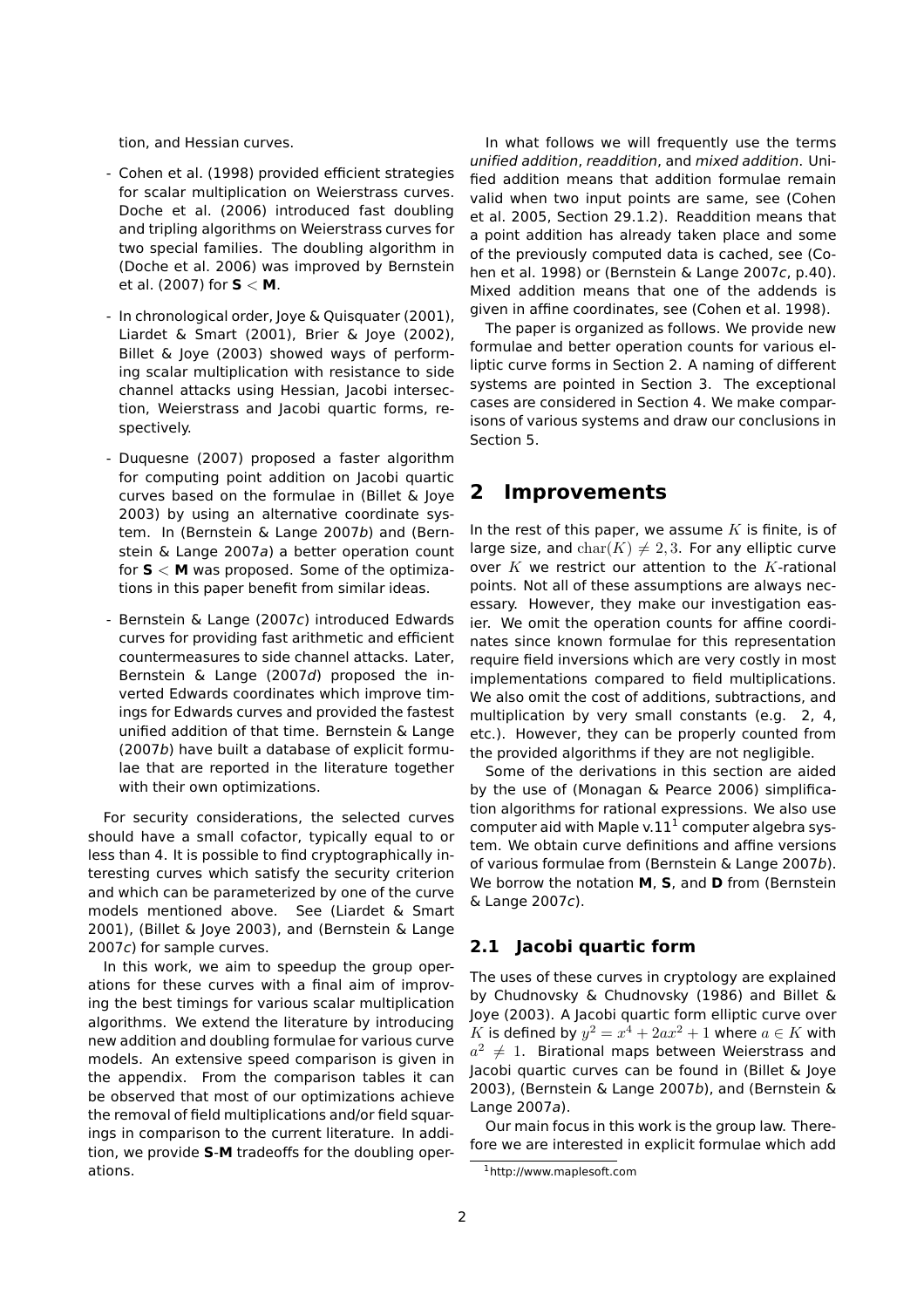tion, and Hessian curves.

- Cohen et al. (1998) provided efficient strategies for scalar multiplication on Weierstrass curves. Doche et al. (2006) introduced fast doubling and tripling algorithms on Weierstrass curves for two special families. The doubling algorithm in (Doche et al. 2006) was improved by Bernstein et al. (2007) for $\mathbf{S} < \mathbf{M}$.
- In chronological order, Joye & Quisquater (2001), Liardet & Smart (2001), Brier & Joye (2002), Billet & Joye (2003) showed ways of performing scalar multiplication with resistance to side channel attacks using Hessian, Jacobi intersection, Weierstrass and Jacobi quartic forms, respectively.
- Duquesne (2007) proposed a faster algorithm for computing point addition on Jacobi quartic curves based on the formulae in (Billet & Joye 2003) by using an alternative coordinate system. In (Bernstein & Lange 2007*b*) and (Bernstein & Lange 2007*a*) a better operation count for $\mathbf{S} < \mathbf{M}$ was proposed. Some of the optimizations in this paper benefit from similar ideas.
- Bernstein & Lange (2007*c*) introduced Edwards curves for providing fast arithmetic and efficient countermeasures to side channel attacks. Later, Bernstein & Lange (2007*d*) proposed the inverted Edwards coordinates which improve timings for Edwards curves and provided the fastest unified addition of that time. Bernstein & Lange (2007*b*) have built a database of explicit formulae that are reported in the literature together with their own optimizations.

For security considerations, the selected curves should have a small cofactor, typically equal to or less than 4. It is possible to find cryptographically interesting curves which satisfy the security criterion and which can be parameterized by one of the curve models mentioned above. See (Liardet & Smart 2001), (Billet & Joye 2003), and (Bernstein & Lange 2007*c*) for sample curves.

In this work, we aim to speedup the group operations for these curves with a final aim of improving the best timings for various scalar multiplication algorithms. We extend the literature by introducing new addition and doubling formulae for various curve models. An extensive speed comparison is given in the appendix. From the comparison tables it can be observed that most of our optimizations achieve the removal of field multiplications and/or field squarings in comparison to the current literature. In addition, we provide **S**-**M** tradeoffs for the doubling operations.

In what follows we will frequently use the terms *unified addition*, *readdition*, and *mixed addition*. Unified addition means that addition formulae remain valid when two input points are same, see (Cohen et al. 2005, Section 29.1.2). Readdition means that a point addition has already taken place and some of the previously computed data is cached, see (Cohen et al. 1998) or (Bernstein & Lange 2007*c*, p.40). Mixed addition means that one of the addends is given in affine coordinates, see (Cohen et al. 1998).

The paper is organized as follows. We provide new formulae and better operation counts for various elliptic curve forms in Section 2. A naming of different systems are pointed in Section 3. The exceptional cases are considered in Section 4. We make comparisons of various systems and draw our conclusions in Section 5.

## 2 Improvements

In the rest of this paper, we assume $K$ is finite, is of large size, and $\mathrm{char}(K) \neq 2, 3$. For any elliptic curve over $K$ we restrict our attention to the $K$-rational points. Not all of these assumptions are always necessary. However, they make our investigation easier. We omit the operation counts for affine coordinates since known formulae for this representation require field inversions which are very costly in most implementations compared to field multiplications. We also omit the cost of additions, subtractions, and multiplication by very small constants (e.g. 2, 4, etc.). However, they can be properly counted from the provided algorithms if they are not negligible.

Some of the derivations in this section are aided by the use of (Monagan & Pearce 2006) simplification algorithms for rational expressions. We also use computer aid with Maple v.11[1] computer algebra system. We obtain curve definitions and affine versions of various formulae from (Bernstein & Lange 2007*b*). We borrow the notation **M**, **S**, and **D** from (Bernstein & Lange 2007*c*).

### 2.1 Jacobi quartic form

The uses of these curves in cryptology are explained by Chudnovsky & Chudnovsky (1986) and Billet & Joye (2003). A Jacobi quartic form elliptic curve over $K$ is defined by $y^2 = x^4 + 2ax^2 + 1$ where $a \in K$ with $a^2 \neq 1$. Birational maps between Weierstrass and Jacobi quartic curves can be found in (Billet & Joye 2003), (Bernstein & Lange 2007*b*), and (Bernstein & Lange 2007*a*).

Our main focus in this work is the group law. Therefore we are interested in explicit formulae which add

[1] http://www.maplesoft.com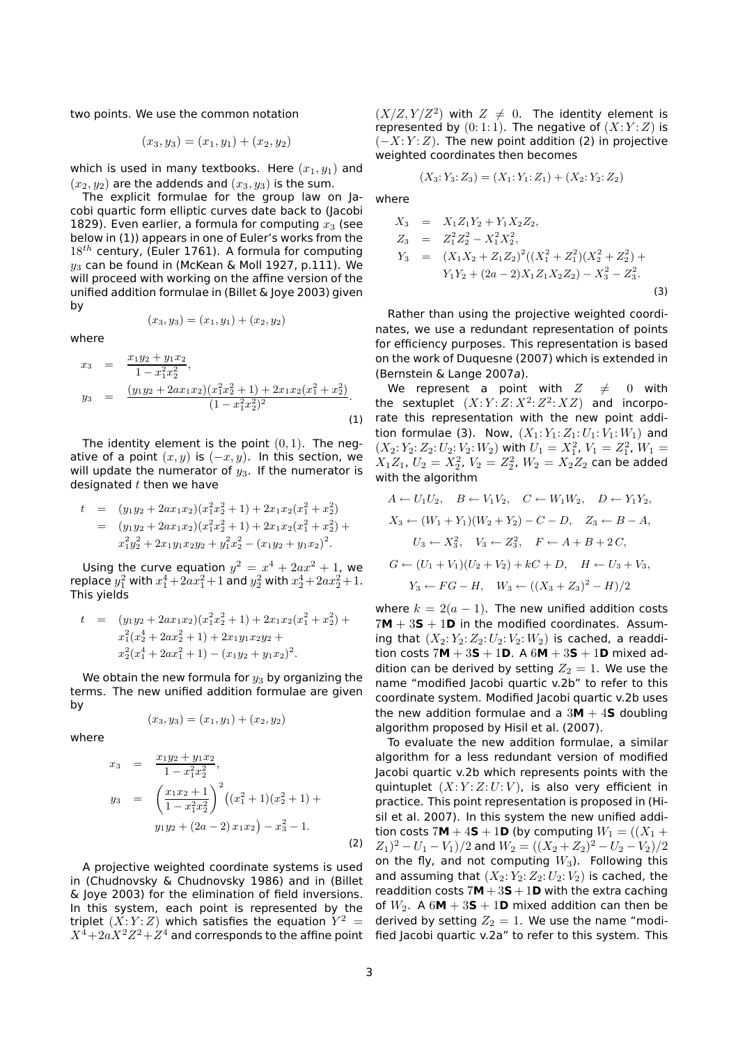two points. We use the common notation

$$(x_3, y_3) = (x_1, y_1) + (x_2, y_2)$$

which is used in many textbooks. Here $(x_1, y_1)$ and $(x_2, y_2)$ are the addends and $(x_3, y_3)$ is the sum.

The explicit formulae for the group law on Jacobi quartic form elliptic curves date back to (Jacobi 1829). Even earlier, a formula for computing $x_3$ (see below in (1)) appears in one of Euler's works from the $18^{th}$ century, (Euler 1761). A formula for computing $y_3$ can be found in (McKean & Moll 1927, p.111). We will proceed with working on the affine version of the unified addition formulae in (Billet & Joye 2003) given by

$$(x_3, y_3) = (x_1, y_1) + (x_2, y_2)$$

where

$$\begin{aligned} x_3 &= \frac{x_1 y_2 + y_1 x_2}{1 - x_1^2 x_2^2}, \\ y_3 &= \frac{(y_1 y_2 + 2a x_1 x_2)(x_1^2 x_2^2 + 1) + 2 x_1 x_2 (x_1^2 + x_2^2)}{(1 - x_1^2 x_2^2)^2}. \end{aligned} \tag{1}$$

The identity element is the point $(0, 1)$. The negative of a point $(x, y)$ is $(-x, y)$. In this section, we will update the numerator of $y_3$. If the numerator is designated $t$ then we have

$$\begin{aligned} t &= (y_1 y_2 + 2a x_1 x_2)(x_1^2 x_2^2 + 1) + 2 x_1 x_2 (x_1^2 + x_2^2) \\ &= (y_1 y_2 + 2a x_1 x_2)(x_1^2 x_2^2 + 1) + 2 x_1 x_2 (x_1^2 + x_2^2) + \\ &\quad x_1^2 y_2^2 + 2 x_1 y_1 x_2 y_2 + y_1^2 x_2^2 - (x_1 y_2 + y_1 x_2)^2. \end{aligned}$$

Using the curve equation $y^2 = x^4 + 2ax^2 + 1$, we replace $y_1^2$ with $x_1^4 + 2ax_1^2 + 1$ and $y_2^2$ with $x_2^4 + 2ax_2^2 + 1$. This yields

$$\begin{aligned} t &= (y_1 y_2 + 2a x_1 x_2)(x_1^2 x_2^2 + 1) + 2 x_1 x_2 (x_1^2 + x_2^2) + \\ &\quad x_1^2 (x_2^4 + 2a x_2^2 + 1) + 2 x_1 y_1 x_2 y_2 + \\ &\quad x_2^2 (x_1^4 + 2a x_1^2 + 1) - (x_1 y_2 + y_1 x_2)^2. \end{aligned}$$

We obtain the new formula for $y_3$ by organizing the terms. The new unified addition formulae are given by

$$(x_3, y_3) = (x_1, y_1) + (x_2, y_2)$$

where

$$\begin{aligned} x_3 &= \frac{x_1 y_2 + y_1 x_2}{1 - x_1^2 x_2^2}, \\ y_3 &= \left(\frac{x_1 x_2 + 1}{1 - x_1^2 x_2^2}\right)^2 \Big((x_1^2 + 1)(x_2^2 + 1) + \\ &\quad y_1 y_2 + (2a - 2) x_1 x_2\Big) - x_3^2 - 1. \end{aligned} \tag{2}$$

A projective weighted coordinate systems is used in (Chudnovsky & Chudnovsky 1986) and in (Billet & Joye 2003) for the elimination of field inversions. In this system, each point is represented by the triplet $(X\colon Y\colon Z)$ which satisfies the equation $Y^2 = X^4 + 2aX^2Z^2 + Z^4$ and corresponds to the affine point $(X/Z, Y/Z^2)$ with $Z \neq 0$. The identity element is represented by $(0\colon 1\colon 1)$. The negative of $(X\colon Y\colon Z)$ is $(-X\colon Y\colon Z)$. The new point addition (2) in projective weighted coordinates then becomes

$$(X_3\colon Y_3\colon Z_3) = (X_1\colon Y_1\colon Z_1) + (X_2\colon Y_2\colon Z_2)$$

where

$$\begin{aligned} X_3 &= X_1 Z_1 Y_2 + Y_1 X_2 Z_2, \\ Z_3 &= Z_1^2 Z_2^2 - X_1^2 X_2^2, \\ Y_3 &= (X_1 X_2 + Z_1 Z_2)^2 ((X_1^2 + Z_1^2)(X_2^2 + Z_2^2) + \\ &\quad Y_1 Y_2 + (2a - 2) X_1 Z_1 X_2 Z_2) - X_3^2 - Z_3^2. \end{aligned} \tag{3}$$

Rather than using the projective weighted coordinates, we use a redundant representation of points for efficiency purposes. This representation is based on the work of Duquesne (2007) which is extended in (Bernstein & Lange 2007*a*).

We represent a point with $Z \neq 0$ with the sextuplet $(X\colon Y\colon Z\colon X^2\colon Z^2\colon XZ)$ and incorporate this representation with the new point addition formulae (3). Now, $(X_1\colon Y_1\colon Z_1\colon U_1\colon V_1\colon W_1)$ and $(X_2\colon Y_2\colon Z_2\colon U_2\colon V_2\colon W_2)$ with $U_1 = X_1^2$, $V_1 = Z_1^2$, $W_1 = X_1 Z_1$, $U_2 = X_2^2$, $V_2 = Z_2^2$, $W_2 = X_2 Z_2$ can be added with the algorithm

$$\begin{gathered} A \leftarrow U_1 U_2, \quad B \leftarrow V_1 V_2, \quad C \leftarrow W_1 W_2, \quad D \leftarrow Y_1 Y_2, \\ X_3 \leftarrow (W_1 + Y_1)(W_2 + Y_2) - C - D, \quad Z_3 \leftarrow B - A, \\ U_3 \leftarrow X_3^2, \quad V_3 \leftarrow Z_3^2, \quad F \leftarrow A + B + 2C, \\ G \leftarrow (U_1 + V_1)(U_2 + V_2) + kC + D, \quad H \leftarrow U_3 + V_3, \\ Y_3 \leftarrow FG - H, \quad W_3 \leftarrow ((X_3 + Z_3)^2 - H)/2 \end{gathered}$$

where $k = 2(a - 1)$. The new unified addition costs $7\mathbf{M} + 3\mathbf{S} + 1\mathbf{D}$ in the modified coordinates. Assuming that $(X_2\colon Y_2\colon Z_2\colon U_2\colon V_2\colon W_2)$ is cached, a readdition costs $7\mathbf{M} + 3\mathbf{S} + 1\mathbf{D}$. A $6\mathbf{M} + 3\mathbf{S} + 1\mathbf{D}$ mixed addition can be derived by setting $Z_2 = 1$. We use the name "modified Jacobi quartic v.2b" to refer to this coordinate system. Modified Jacobi quartic v.2b uses the new addition formulae and a $3\mathbf{M} + 4\mathbf{S}$ doubling algorithm proposed by Hisil et al. (2007).

To evaluate the new addition formulae, a similar algorithm for a less redundant version of modified Jacobi quartic v.2b which represents points with the quintuplet $(X\colon Y\colon Z\colon U\colon V)$, is also very efficient in practice. This point representation is proposed in (Hisil et al. 2007). In this system the new unified addition costs $7\mathbf{M} + 4\mathbf{S} + 1\mathbf{D}$ (by computing $W_1 = ((X_1 + Z_1)^2 - U_1 - V_1)/2$ and $W_2 = ((X_2 + Z_2)^2 - U_2 - V_2)/2$ on the fly, and not computing $W_3$). Following this and assuming that $(X_2\colon Y_2\colon Z_2\colon U_2\colon V_2)$ is cached, the readdition costs $7\mathbf{M} + 3\mathbf{S} + 1\mathbf{D}$ with the extra caching of $W_2$. A $6\mathbf{M} + 3\mathbf{S} + 1\mathbf{D}$ mixed addition can then be derived by setting $Z_2 = 1$. We use the name "modified Jacobi quartic v.2a" to refer to this system. This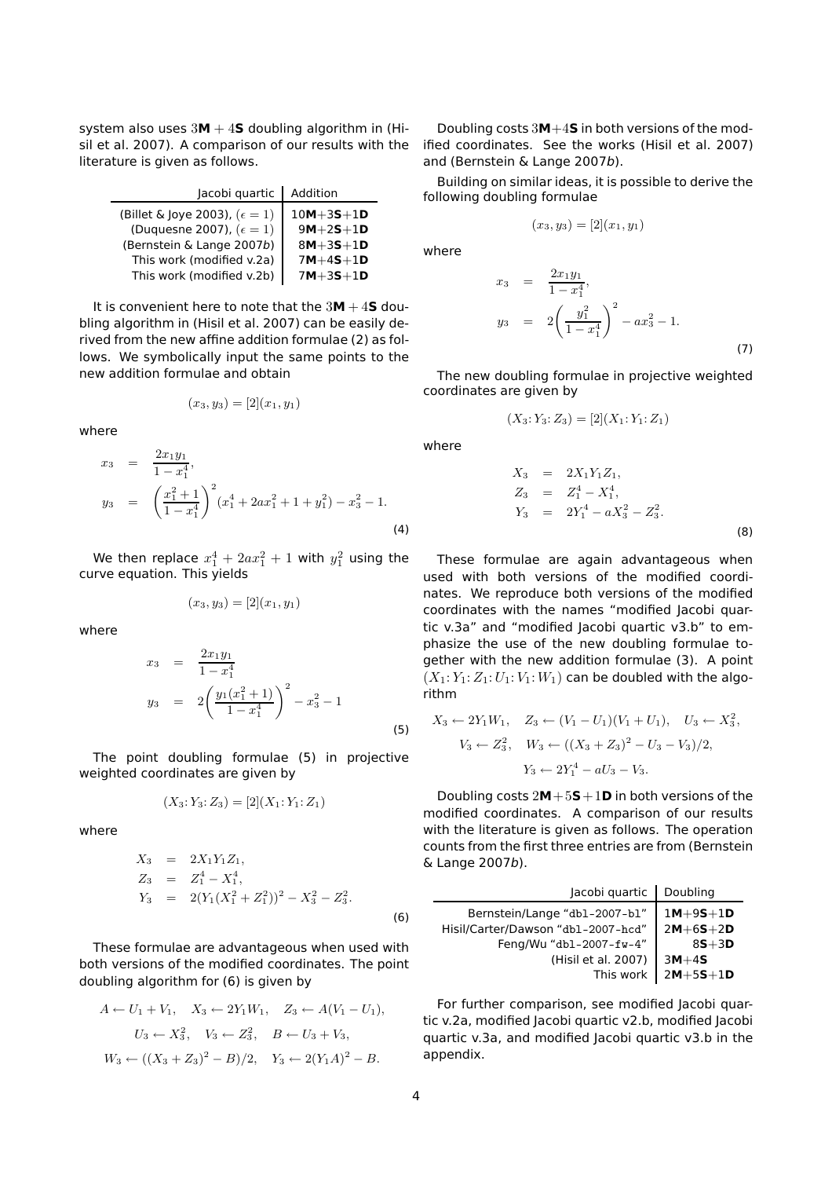system also uses $3\mathbf{M}+4\mathbf{S}$ doubling algorithm in (Hisil et al. 2007). A comparison of our results with the literature is given as follows.

| Jacobi quartic | Addition |
|---|---|
| (Billet & Joye 2003), ($\epsilon=1$) | **10M**+3**S**+1**D** |
| (Duquesne 2007), ($\epsilon=1$) | 9**M**+2**S**+1**D** |
| (Bernstein & Lange 2007*b*) | 8**M**+3**S**+1**D** |
| This work (modified v.2a) | 7**M**+4**S**+1**D** |
| This work (modified v.2b) | 7**M**+3**S**+1**D** |

It is convenient here to note that the $3\mathbf{M}+4\mathbf{S}$ doubling algorithm in (Hisil et al. 2007) can be easily derived from the new affine addition formulae (2) as follows. We symbolically input the same points to the new addition formulae and obtain

$$(x_3, y_3) = [2](x_1, y_1)$$

where

$$\begin{aligned} x_3 &= \frac{2x_1y_1}{1-x_1^4}, \\ y_3 &= \left(\frac{x_1^2+1}{1-x_1^4}\right)^2(x_1^4+2ax_1^2+1+y_1^2)-x_3^2-1. \end{aligned} \tag{4}$$

We then replace $x_1^4+2ax_1^2+1$ with $y_1^2$ using the curve equation. This yields

$$(x_3, y_3) = [2](x_1, y_1)$$

where

$$\begin{aligned} x_3 &= \frac{2x_1y_1}{1-x_1^4} \\ y_3 &= 2\left(\frac{y_1(x_1^2+1)}{1-x_1^4}\right)^2-x_3^2-1 \end{aligned} \tag{5}$$

The point doubling formulae (5) in projective weighted coordinates are given by

$$(X_3 \colon Y_3 \colon Z_3) = [2](X_1 \colon Y_1 \colon Z_1)$$

where

$$\begin{aligned} X_3 &= 2X_1Y_1Z_1, \\ Z_3 &= Z_1^4-X_1^4, \\ Y_3 &= 2(Y_1(X_1^2+Z_1^2))^2-X_3^2-Z_3^2. \end{aligned} \tag{6}$$

These formulae are advantageous when used with both versions of the modified coordinates. The point doubling algorithm for (6) is given by

$$A \leftarrow U_1+V_1, \quad X_3 \leftarrow 2Y_1W_1, \quad Z_3 \leftarrow A(V_1-U_1),$$
$$U_3 \leftarrow X_3^2, \quad V_3 \leftarrow Z_3^2, \quad B \leftarrow U_3+V_3,$$
$$W_3 \leftarrow ((X_3+Z_3)^2-B)/2, \quad Y_3 \leftarrow 2(Y_1A)^2-B.$$

Doubling costs $3\mathbf{M}+4\mathbf{S}$ in both versions of the modified coordinates. See the works (Hisil et al. 2007) and (Bernstein & Lange 2007*b*).

Building on similar ideas, it is possible to derive the following doubling formulae

$$(x_3, y_3) = [2](x_1, y_1)$$

where

$$\begin{aligned} x_3 &= \frac{2x_1y_1}{1-x_1^4}, \\ y_3 &= 2\left(\frac{y_1^2}{1-x_1^4}\right)^2-ax_3^2-1. \end{aligned} \tag{7}$$

The new doubling formulae in projective weighted coordinates are given by

$$(X_3 \colon Y_3 \colon Z_3) = [2](X_1 \colon Y_1 \colon Z_1)$$

where

$$\begin{aligned} X_3 &= 2X_1Y_1Z_1, \\ Z_3 &= Z_1^4-X_1^4, \\ Y_3 &= 2Y_1^4-aX_3^2-Z_3^2. \end{aligned} \tag{8}$$

These formulae are again advantageous when used with both versions of the modified coordinates. We reproduce both versions of the modified coordinates with the names "modified Jacobi quartic v.3a" and "modified Jacobi quartic v3.b" to emphasize the use of the new doubling formulae together with the new addition formulae (3). A point $(X_1 \colon Y_1 \colon Z_1 \colon U_1 \colon V_1 \colon W_1)$ can be doubled with the algorithm

$$X_3 \leftarrow 2Y_1W_1, \quad Z_3 \leftarrow (V_1-U_1)(V_1+U_1), \quad U_3 \leftarrow X_3^2,$$
$$V_3 \leftarrow Z_3^2, \quad W_3 \leftarrow ((X_3+Z_3)^2-U_3-V_3)/2,$$
$$Y_3 \leftarrow 2Y_1^4-aU_3-V_3.$$

Doubling costs $2\mathbf{M}+5\mathbf{S}+1\mathbf{D}$ in both versions of the modified coordinates. A comparison of our results with the literature is given as follows. The operation counts from the first three entries are from (Bernstein & Lange 2007*b*).

| Jacobi quartic | Doubling |
|---|---|
| Bernstein/Lange "`dbl-2007-bl`" | 1**M**+9**S**+1**D** |
| Hisil/Carter/Dawson "`dbl-2007-hcd`" | 2**M**+6**S**+2**D** |
| Feng/Wu "`dbl-2007-fw-4`" | 8**S**+3**D** |
| (Hisil et al. 2007) | 3**M**+4**S** |
| This work | 2**M**+5**S**+1**D** |

For further comparison, see modified Jacobi quartic v.2a, modified Jacobi quartic v2.b, modified Jacobi quartic v.3a, and modified Jacobi quartic v3.b in the appendix.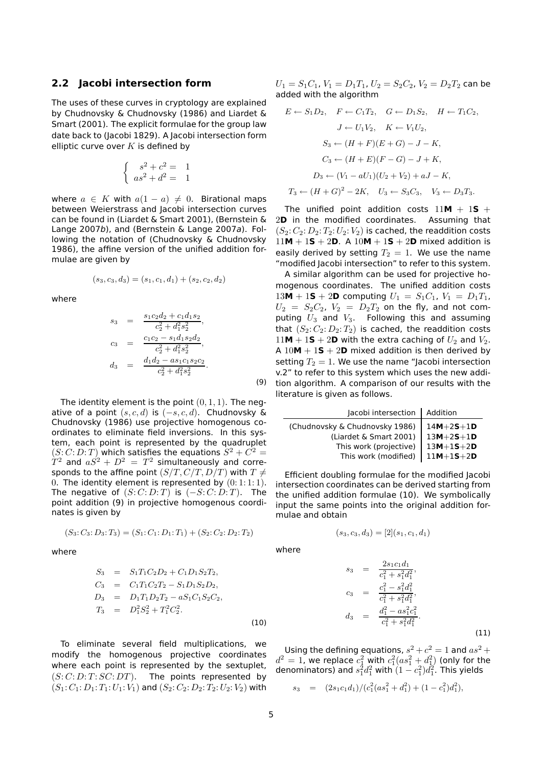## 2.2 Jacobi intersection form

The uses of these curves in cryptology are explained by Chudnovsky & Chudnovsky (1986) and Liardet & Smart (2001). The explicit formulae for the group law date back to (Jacobi 1829). A Jacobi intersection form elliptic curve over $K$ is defined by

$$\begin{cases} s^2 + c^2 = & 1 \\ as^2 + d^2 = & 1 \end{cases}$$

where $a \in K$ with $a(1-a) \neq 0$. Birational maps between Weierstrass and Jacobi intersection curves can be found in (Liardet & Smart 2001), (Bernstein & Lange 2007*b*), and (Bernstein & Lange 2007*a*). Following the notation of (Chudnovsky & Chudnovsky 1986), the affine version of the unified addition formulae are given by

$$(s_3, c_3, d_3) = (s_1, c_1, d_1) + (s_2, c_2, d_2)$$

where

$$\begin{aligned} s_3 &= \frac{s_1 c_2 d_2 + c_1 d_1 s_2}{c_2^2 + d_1^2 s_2^2}, \\ c_3 &= \frac{c_1 c_2 - s_1 d_1 s_2 d_2}{c_2^2 + d_1^2 s_2^2}, \\ d_3 &= \frac{d_1 d_2 - a s_1 c_1 s_2 c_2}{c_2^2 + d_1^2 s_2^2}. \end{aligned} \tag{9}$$

The identity element is the point $(0, 1, 1)$. The negative of a point $(s, c, d)$ is $(-s, c, d)$. Chudnovsky & Chudnovsky (1986) use projective homogenous coordinates to eliminate field inversions. In this system, each point is represented by the quadruplet $(S\colon C\colon D\colon T)$ which satisfies the equations $S^2 + C^2 = T^2$ and $aS^2 + D^2 = T^2$ simultaneously and corresponds to the affine point $(S/T, C/T, D/T)$ with $T \neq 0$. The identity element is represented by $(0\colon 1\colon 1\colon 1)$. The negative of $(S\colon C\colon D\colon T)$ is $(-S\colon C\colon D\colon T)$. The point addition (9) in projective homogenous coordinates is given by

$$(S_3\colon C_3\colon D_3\colon T_3) = (S_1\colon C_1\colon D_1\colon T_1) + (S_2\colon C_2\colon D_2\colon T_2)$$

where

$$\begin{aligned} S_3 &= S_1 T_1 C_2 D_2 + C_1 D_1 S_2 T_2, \\ C_3 &= C_1 T_1 C_2 T_2 - S_1 D_1 S_2 D_2, \\ D_3 &= D_1 T_1 D_2 T_2 - a S_1 C_1 S_2 C_2, \\ T_3 &= D_1^2 S_2^2 + T_1^2 C_2^2. \end{aligned} \tag{10}$$

To eliminate several field multiplications, we modify the homogenous projective coordinates where each point is represented by the sextuplet, $(S\colon C\colon D\colon T\colon SC\colon DT)$. The points represented by $(S_1\colon C_1\colon D_1\colon T_1\colon U_1\colon V_1)$ and $(S_2\colon C_2\colon D_2\colon T_2\colon U_2\colon V_2)$ with $U_1 = S_1 C_1$, $V_1 = D_1 T_1$, $U_2 = S_2 C_2$, $V_2 = D_2 T_2$ can be added with the algorithm

$$\begin{gathered} E \leftarrow S_1 D_2, \quad F \leftarrow C_1 T_2, \quad G \leftarrow D_1 S_2, \quad H \leftarrow T_1 C_2, \\ J \leftarrow U_1 V_2, \quad K \leftarrow V_1 U_2, \\ S_3 \leftarrow (H + F)(E + G) - J - K, \\ C_3 \leftarrow (H + E)(F - G) - J + K, \\ D_3 \leftarrow (V_1 - aU_1)(U_2 + V_2) + aJ - K, \\ T_3 \leftarrow (H + G)^2 - 2K, \quad U_3 \leftarrow S_3 C_3, \quad V_3 \leftarrow D_3 T_3. \end{gathered}$$

The unified point addition costs $11\mathbf{M} + 1\mathbf{S} + 2\mathbf{D}$ in the modified coordinates. Assuming that $(S_2\colon C_2\colon D_2\colon T_2\colon U_2\colon V_2)$ is cached, the readdition costs $11\mathbf{M} + 1\mathbf{S} + 2\mathbf{D}$. A $10\mathbf{M} + 1\mathbf{S} + 2\mathbf{D}$ mixed addition is easily derived by setting $T_2 = 1$. We use the name "modified Jacobi intersection" to refer to this system.

A similar algorithm can be used for projective homogenous coordinates. The unified addition costs $13\mathbf{M} + 1\mathbf{S} + 2\mathbf{D}$ computing $U_1 = S_1 C_1$, $V_1 = D_1 T_1$, $U_2 = S_2 C_2$, $V_2 = D_2 T_2$ on the fly, and not computing $U_3$ and $V_3$. Following this and assuming that $(S_2\colon C_2\colon D_2\colon T_2)$ is cached, the readdition costs $11\mathbf{M} + 1\mathbf{S} + 2\mathbf{D}$ with the extra caching of $U_2$ and $V_2$. A $10\mathbf{M} + 1\mathbf{S} + 2\mathbf{D}$ mixed addition is then derived by setting $T_2 = 1$. We use the name "Jacobi intersection v.2" to refer to this system which uses the new addition algorithm. A comparison of our results with the literature is given as follows.

| Jacobi intersection | Addition |
|---|---|
| (Chudnovsky & Chudnovsky 1986) | $14\mathbf{M}+2\mathbf{S}+1\mathbf{D}$ |
| (Liardet & Smart 2001) | $13\mathbf{M}+2\mathbf{S}+1\mathbf{D}$ |
| This work (projective) | $13\mathbf{M}+1\mathbf{S}+2\mathbf{D}$ |
| This work (modified) | $11\mathbf{M}+1\mathbf{S}+2\mathbf{D}$ |

Efficient doubling formulae for the modified Jacobi intersection coordinates can be derived starting from the unified addition formulae (10). We symbolically input the same points into the original addition formulae and obtain

$$(s_3, c_3, d_3) = [2](s_1, c_1, d_1)$$

where

$$\begin{aligned} s_3 &= \frac{2 s_1 c_1 d_1}{c_1^2 + s_1^2 d_1^2}, \\ c_3 &= \frac{c_1^2 - s_1^2 d_1^2}{c_1^2 + s_1^2 d_1^2}, \\ d_3 &= \frac{d_1^2 - a s_1^2 c_1^2}{c_1^2 + s_1^2 d_1^2}. \end{aligned} \tag{11}$$

Using the defining equations, $s^2 + c^2 = 1$ and $as^2 + d^2 = 1$, we replace $c_1^2$ with $c_1^2(as_1^2 + d_1^2)$ (only for the denominators) and $s_1^2 d_1^2$ with $(1 - c_1^2)d_1^2$. This yields

$$s_3 \quad = \quad (2 s_1 c_1 d_1)/(c_1^2(as_1^2 + d_1^2) + (1 - c_1^2)d_1^2),$$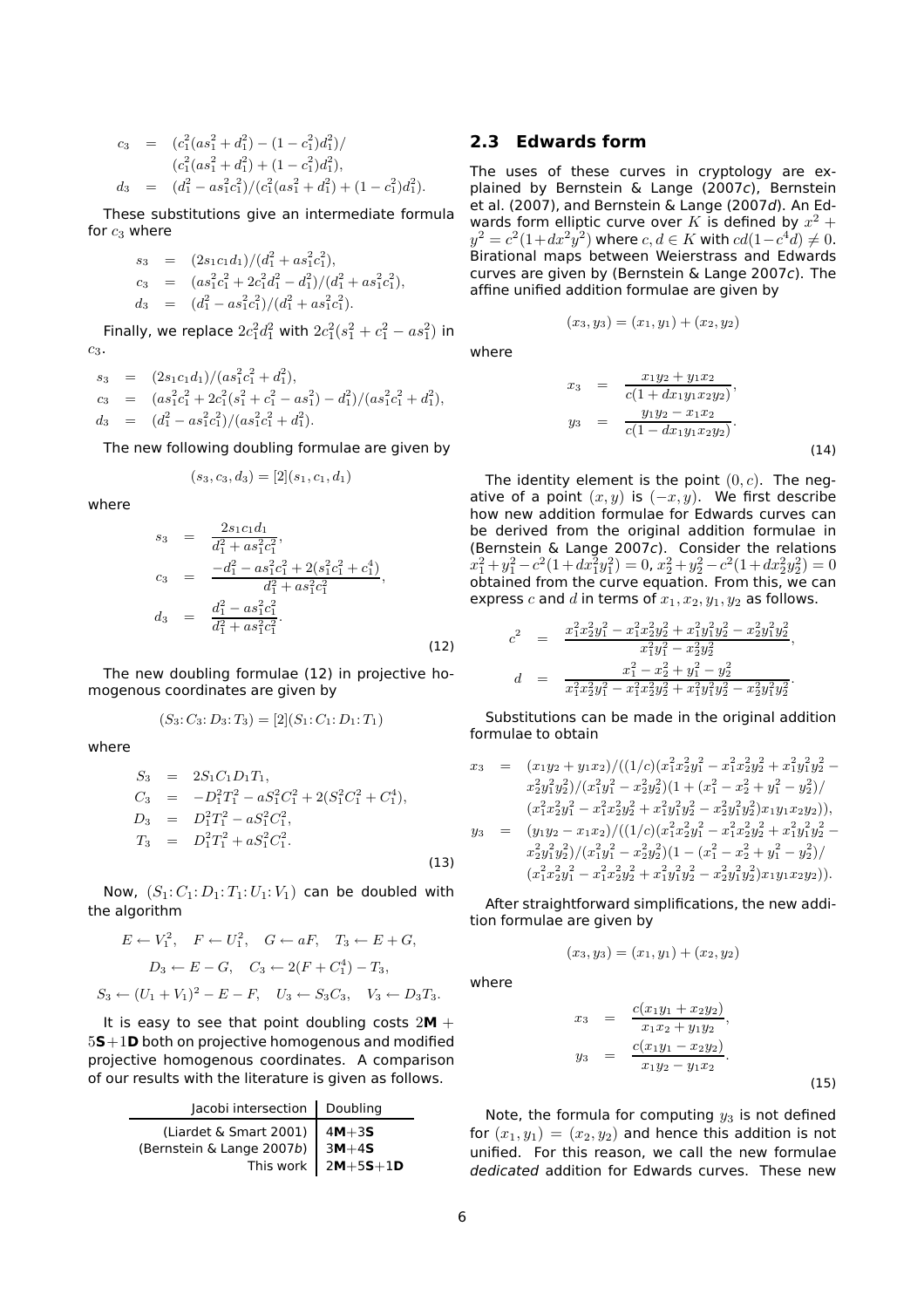$$
\begin{aligned}
c_3 &= (c_1^2(as_1^2+d_1^2)-(1-c_1^2)d_1^2)/\\
&\quad (c_1^2(as_1^2+d_1^2)+(1-c_1^2)d_1^2),\\
d_3 &= (d_1^2-as_1^2c_1^2)/(c_1^2(as_1^2+d_1^2)+(1-c_1^2)d_1^2).
\end{aligned}
$$

These substitutions give an intermediate formula for $c_3$ where

$$
\begin{aligned}
s_3 &= (2s_1c_1d_1)/(d_1^2+as_1^2c_1^2),\\
c_3 &= (as_1^2c_1^2+2c_1^2d_1^2-d_1^2)/(d_1^2+as_1^2c_1^2),\\
d_3 &= (d_1^2-as_1^2c_1^2)/(d_1^2+as_1^2c_1^2).
\end{aligned}
$$

Finally, we replace $2c_1^2d_1^2$ with $2c_1^2(s_1^2+c_1^2-as_1^2)$ in $c_3$.

$$
\begin{aligned}
s_3 &= (2s_1c_1d_1)/(as_1^2c_1^2+d_1^2),\\
c_3 &= (as_1^2c_1^2+2c_1^2(s_1^2+c_1^2-as_1^2)-d_1^2)/(as_1^2c_1^2+d_1^2),\\
d_3 &= (d_1^2-as_1^2c_1^2)/(as_1^2c_1^2+d_1^2).
\end{aligned}
$$

The new following doubling formulae are given by

$$(s_3,c_3,d_3)=[2](s_1,c_1,d_1)$$

where

$$
\begin{aligned}
s_3 &= \frac{2s_1c_1d_1}{d_1^2+as_1^2c_1^2},\\
c_3 &= \frac{-d_1^2-as_1^2c_1^2+2(s_1^2c_1^2+c_1^4)}{d_1^2+as_1^2c_1^2},\\
d_3 &= \frac{d_1^2-as_1^2c_1^2}{d_1^2+as_1^2c_1^2}.
\end{aligned}
\tag{12}
$$

The new doubling formulae (12) in projective homogenous coordinates are given by

$$(S_3\colon C_3\colon D_3\colon T_3)=[2](S_1\colon C_1\colon D_1\colon T_1)$$

where

$$
\begin{aligned}
S_3 &= 2S_1C_1D_1T_1,\\
C_3 &= -D_1^2T_1^2-aS_1^2C_1^2+2(S_1^2C_1^2+C_1^4),\\
D_3 &= D_1^2T_1^2-aS_1^2C_1^2,\\
T_3 &= D_1^2T_1^2+aS_1^2C_1^2.
\end{aligned}
\tag{13}
$$

Now, $(S_1\colon C_1\colon D_1\colon T_1\colon U_1\colon V_1)$ can be doubled with the algorithm

$$
\begin{aligned}
&E\leftarrow V_1^2,\quad F\leftarrow U_1^2,\quad G\leftarrow aF,\quad T_3\leftarrow E+G,\\
&D_3\leftarrow E-G,\quad C_3\leftarrow 2(F+C_1^4)-T_3,\\
&S_3\leftarrow (U_1+V_1)^2-E-F,\quad U_3\leftarrow S_3C_3,\quad V_3\leftarrow D_3T_3.
\end{aligned}
$$

It is easy to see that point doubling costs $2\mathbf{M}+5\mathbf{S}+1\mathbf{D}$ both on projective homogenous and modified projective homogenous coordinates. A comparison of our results with the literature is given as follows.

| Jacobi intersection | Doubling |
|---|---|
| (Liardet & Smart 2001) | $4\mathbf{M}+3\mathbf{S}$ |
| (Bernstein & Lange 2007*b*) | $3\mathbf{M}+4\mathbf{S}$ |
| This work | $2\mathbf{M}+5\mathbf{S}+1\mathbf{D}$ |

## 2.3 Edwards form

The uses of these curves in cryptology are explained by Bernstein & Lange (2007*c*), Bernstein et al. (2007), and Bernstein & Lange (2007*d*). An Edwards form elliptic curve over $K$ is defined by $x^2+y^2=c^2(1+dx^2y^2)$ where $c,d\in K$ with $cd(1-c^4d)\neq 0$. Birational maps between Weierstrass and Edwards curves are given by (Bernstein & Lange 2007*c*). The affine unified addition formulae are given by

$$(x_3,y_3)=(x_1,y_1)+(x_2,y_2)$$

where

$$
\begin{aligned}
x_3 &= \frac{x_1y_2+y_1x_2}{c(1+dx_1y_1x_2y_2)},\\
y_3 &= \frac{y_1y_2-x_1x_2}{c(1-dx_1y_1x_2y_2)}.
\end{aligned}
\tag{14}
$$

The identity element is the point $(0,c)$. The negative of a point $(x,y)$ is $(-x,y)$. We first describe how new addition formulae for Edwards curves can be derived from the original addition formulae in (Bernstein & Lange 2007*c*). Consider the relations $x_1^2+y_1^2-c^2(1+dx_1^2y_1^2)=0$, $x_2^2+y_2^2-c^2(1+dx_2^2y_2^2)=0$ obtained from the curve equation. From this, we can express $c$ and $d$ in terms of $x_1,x_2,y_1,y_2$ as follows.

$$
\begin{aligned}
c^2 &= \frac{x_1^2x_2^2y_1^2-x_1^2x_2^2y_2^2+x_1^2y_1^2y_2^2-x_2^2y_1^2y_2^2}{x_1^2y_1^2-x_2^2y_2^2},\\
d &= \frac{x_1^2-x_2^2+y_1^2-y_2^2}{x_1^2x_2^2y_1^2-x_1^2x_2^2y_2^2+x_1^2y_1^2y_2^2-x_2^2y_1^2y_2^2}.
\end{aligned}
$$

Substitutions can be made in the original addition formulae to obtain

$$
\begin{aligned}
x_3 &= (x_1y_2+y_1x_2)/((1/c)(x_1^2x_2^2y_1^2-x_1^2x_2^2y_2^2+x_1^2y_1^2y_2^2-\\
&\quad x_2^2y_1^2y_2^2)/(x_1^2y_1^2-x_2^2y_2^2)(1+(x_1^2-x_2^2+y_1^2-y_2^2)/\\
&\quad (x_1^2x_2^2y_1^2-x_1^2x_2^2y_2^2+x_1^2y_1^2y_2^2-x_2^2y_1^2y_2^2)x_1y_1x_2y_2)),\\
y_3 &= (y_1y_2-x_1x_2)/((1/c)(x_1^2x_2^2y_1^2-x_1^2x_2^2y_2^2+x_1^2y_1^2y_2^2-\\
&\quad x_2^2y_1^2y_2^2)/(x_1^2y_1^2-x_2^2y_2^2)(1-(x_1^2-x_2^2+y_1^2-y_2^2)/\\
&\quad (x_1^2x_2^2y_1^2-x_1^2x_2^2y_2^2+x_1^2y_1^2y_2^2-x_2^2y_1^2y_2^2)x_1y_1x_2y_2)).
\end{aligned}
$$

After straightforward simplifications, the new addition formulae are given by

$$(x_3,y_3)=(x_1,y_1)+(x_2,y_2)$$

where

$$
\begin{aligned}
x_3 &= \frac{c(x_1y_1+x_2y_2)}{x_1x_2+y_1y_2},\\
y_3 &= \frac{c(x_1y_1-x_2y_2)}{x_1y_2-y_1x_2}.
\end{aligned}
\tag{15}
$$

Note, the formula for computing $y_3$ is not defined for $(x_1,y_1)=(x_2,y_2)$ and hence this addition is not unified. For this reason, we call the new formulae *dedicated* addition for Edwards curves. These new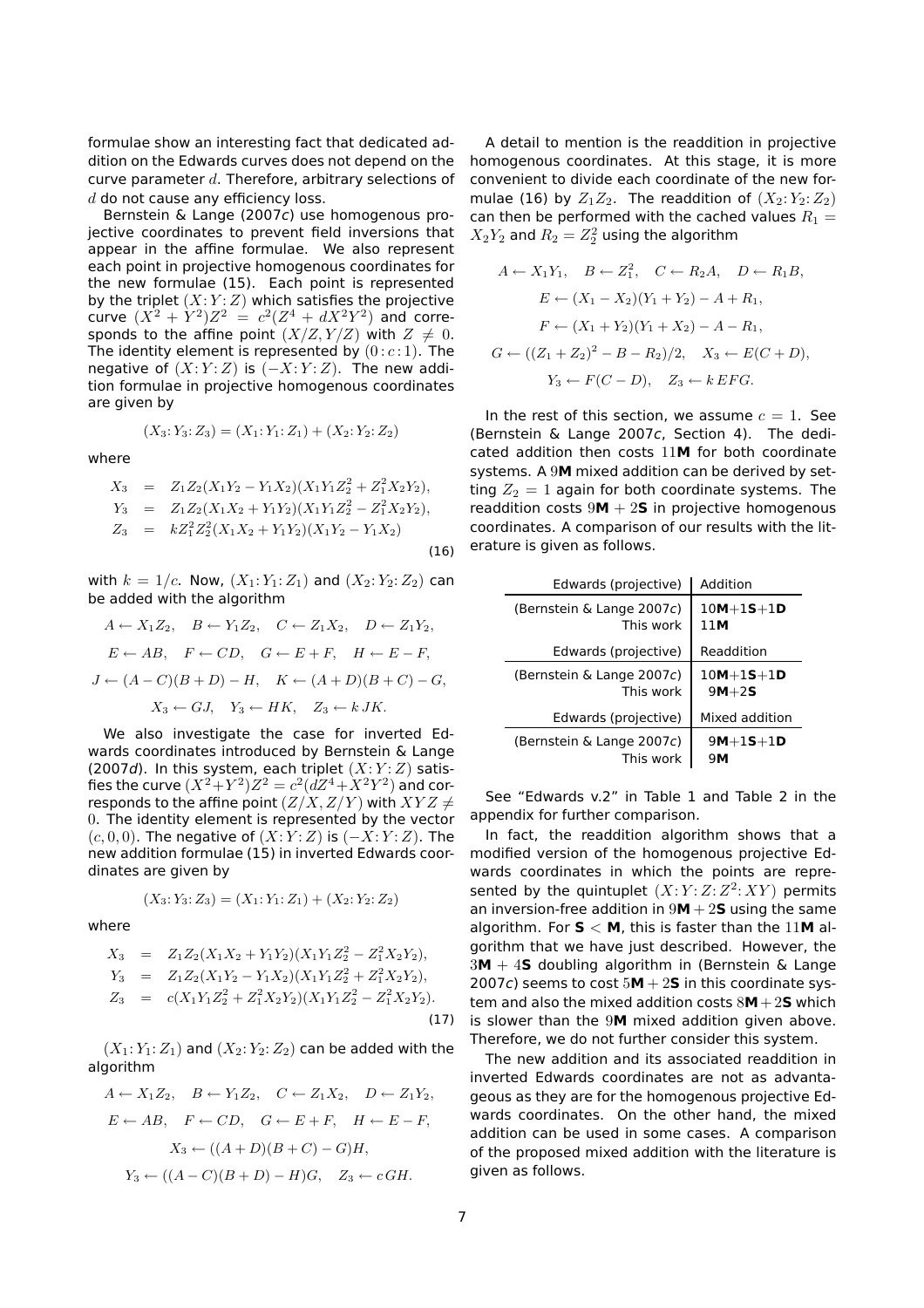formulae show an interesting fact that dedicated addition on the Edwards curves does not depend on the curve parameter $d$. Therefore, arbitrary selections of $d$ do not cause any efficiency loss.

Bernstein & Lange (2007*c*) use homogenous projective coordinates to prevent field inversions that appear in the affine formulae. We also represent each point in projective homogenous coordinates for the new formulae (15). Each point is represented by the triplet $(X\colon Y\colon Z)$ which satisfies the projective curve $(X^2+Y^2)Z^2 = c^2(Z^4 + dX^2Y^2)$ and corresponds to the affine point $(X/Z, Y/Z)$ with $Z \neq 0$. The identity element is represented by $(0\colon c\colon 1)$. The negative of $(X\colon Y\colon Z)$ is $(-X\colon Y\colon Z)$. The new addition formulae in projective homogenous coordinates are given by

$$(X_3\colon Y_3\colon Z_3) = (X_1\colon Y_1\colon Z_1) + (X_2\colon Y_2\colon Z_2)$$

where

$$\begin{aligned}
X_3 &= Z_1Z_2(X_1Y_2 - Y_1X_2)(X_1Y_1Z_2^2 + Z_1^2X_2Y_2),\\
Y_3 &= Z_1Z_2(X_1X_2 + Y_1Y_2)(X_1Y_1Z_2^2 - Z_1^2X_2Y_2),\\
Z_3 &= kZ_1^2Z_2^2(X_1X_2 + Y_1Y_2)(X_1Y_2 - Y_1X_2)
\end{aligned} \tag{16}$$

with $k = 1/c$. Now, $(X_1\colon Y_1\colon Z_1)$ and $(X_2\colon Y_2\colon Z_2)$ can be added with the algorithm

$$\begin{gathered}
A \leftarrow X_1Z_2, \quad B \leftarrow Y_1Z_2, \quad C \leftarrow Z_1X_2, \quad D \leftarrow Z_1Y_2,\\
E \leftarrow AB, \quad F \leftarrow CD, \quad G \leftarrow E + F, \quad H \leftarrow E - F,\\
J \leftarrow (A - C)(B + D) - H, \quad K \leftarrow (A + D)(B + C) - G,\\
X_3 \leftarrow GJ, \quad Y_3 \leftarrow HK, \quad Z_3 \leftarrow k\,JK.
\end{gathered}$$

We also investigate the case for inverted Edwards coordinates introduced by Bernstein & Lange (2007*d*). In this system, each triplet $(X\colon Y\colon Z)$ satisfies the curve $(X^2+Y^2)Z^2 = c^2(dZ^4+X^2Y^2)$ and corresponds to the affine point $(Z/X, Z/Y)$ with $XYZ \neq 0$. The identity element is represented by the vector $(c, 0, 0)$. The negative of $(X\colon Y\colon Z)$ is $(-X\colon Y\colon Z)$. The new addition formulae (15) in inverted Edwards coordinates are given by

$$(X_3\colon Y_3\colon Z_3) = (X_1\colon Y_1\colon Z_1) + (X_2\colon Y_2\colon Z_2)$$

where

$$\begin{aligned}
X_3 &= Z_1Z_2(X_1X_2 + Y_1Y_2)(X_1Y_1Z_2^2 - Z_1^2X_2Y_2),\\
Y_3 &= Z_1Z_2(X_1Y_2 - Y_1X_2)(X_1Y_1Z_2^2 + Z_1^2X_2Y_2),\\
Z_3 &= c(X_1Y_1Z_2^2 + Z_1^2X_2Y_2)(X_1Y_1Z_2^2 - Z_1^2X_2Y_2).
\end{aligned} \tag{17}$$

$(X_1\colon Y_1\colon Z_1)$ and $(X_2\colon Y_2\colon Z_2)$ can be added with the algorithm

$$\begin{gathered}
A \leftarrow X_1Z_2, \quad B \leftarrow Y_1Z_2, \quad C \leftarrow Z_1X_2, \quad D \leftarrow Z_1Y_2,\\
E \leftarrow AB, \quad F \leftarrow CD, \quad G \leftarrow E + F, \quad H \leftarrow E - F,\\
X_3 \leftarrow ((A + D)(B + C) - G)H,\\
Y_3 \leftarrow ((A - C)(B + D) - H)G, \quad Z_3 \leftarrow c\,GH.
\end{gathered}$$

A detail to mention is the readdition in projective homogenous coordinates. At this stage, it is more convenient to divide each coordinate of the new formulae (16) by $Z_1Z_2$. The readdition of $(X_2\colon Y_2\colon Z_2)$ can then be performed with the cached values $R_1 = X_2Y_2$ and $R_2 = Z_2^2$ using the algorithm

$$\begin{gathered}
A \leftarrow X_1Y_1, \quad B \leftarrow Z_1^2, \quad C \leftarrow R_2A, \quad D \leftarrow R_1B,\\
E \leftarrow (X_1 - X_2)(Y_1 + Y_2) - A + R_1,\\
F \leftarrow (X_1 + Y_2)(Y_1 + X_2) - A - R_1,\\
G \leftarrow ((Z_1 + Z_2)^2 - B - R_2)/2, \quad X_3 \leftarrow E(C + D),\\
Y_3 \leftarrow F(C - D), \quad Z_3 \leftarrow k\,EFG.
\end{gathered}$$

In the rest of this section, we assume $c = 1$. See (Bernstein & Lange 2007*c*, Section 4). The dedicated addition then costs $11$**M** for both coordinate systems. A $9$**M** mixed addition can be derived by setting $Z_2 = 1$ again for both coordinate systems. The readdition costs $9$**M** $+ 2$**S** in projective homogenous coordinates. A comparison of our results with the literature is given as follows.

| Edwards (projective) | Addition |
|---|---|
| (Bernstein & Lange 2007*c*) | 10**M**+1**S**+1**D** |
| This work | 11**M** |
| **Edwards (projective)** | **Readdition** |
| (Bernstein & Lange 2007*c*) | 10**M**+1**S**+1**D** |
| This work | 9**M**+2**S** |
| **Edwards (projective)** | **Mixed addition** |
| (Bernstein & Lange 2007*c*) | 9**M**+1**S**+1**D** |
| This work | 9**M** |

See "Edwards v.2" in Table 1 and Table 2 in the appendix for further comparison.

In fact, the readdition algorithm shows that a modified version of the homogenous projective Edwards coordinates in which the points are represented by the quintuplet $(X\colon Y\colon Z\colon Z^2\colon XY)$ permits an inversion-free addition in $9$**M** $+ 2$**S** using the same algorithm. For **S** $<$ **M**, this is faster than the $11$**M** algorithm that we have just described. However, the $3$**M** $+ 4$**S** doubling algorithm in (Bernstein & Lange 2007*c*) seems to cost $5$**M** $+ 2$**S** in this coordinate system and also the mixed addition costs $8$**M** $+ 2$**S** which is slower than the $9$**M** mixed addition given above. Therefore, we do not further consider this system.

The new addition and its associated readdition in inverted Edwards coordinates are not as advantageous as they are for the homogenous projective Edwards coordinates. On the other hand, the mixed addition can be used in some cases. A comparison of the proposed mixed addition with the literature is given as follows.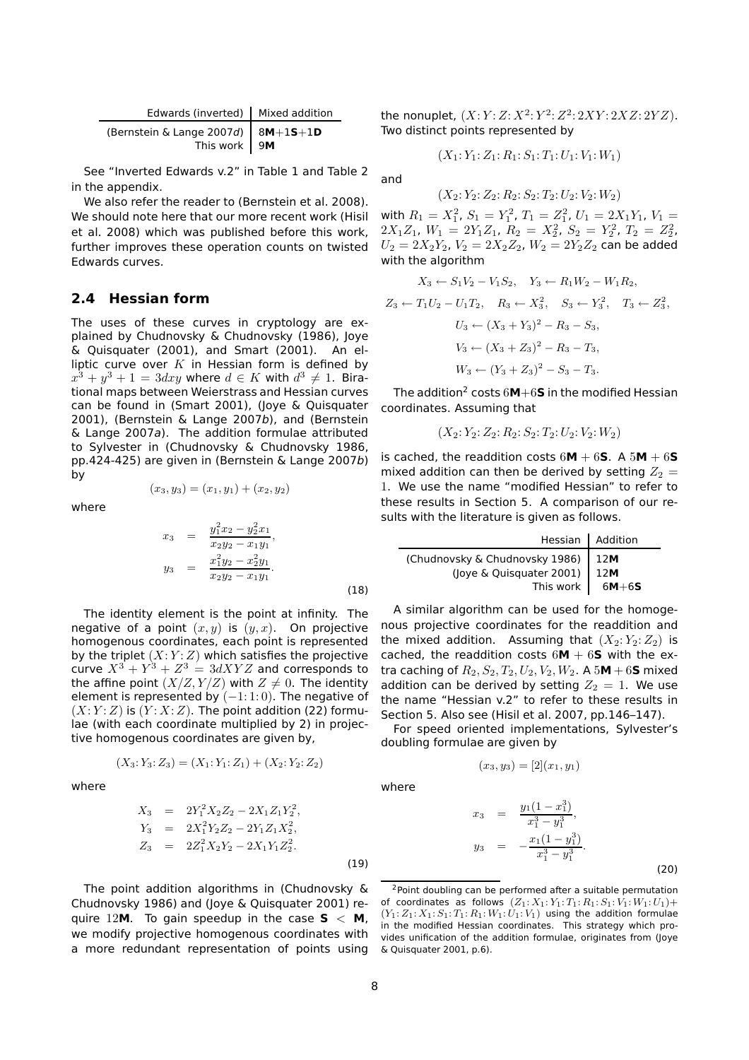| Edwards (inverted) | Mixed addition |
|---|---|
| (Bernstein & Lange 2007*d*) | 8**M**+1**S**+1**D** |
| This work | 9**M** |

See "Inverted Edwards v.2" in Table 1 and Table 2 in the appendix.

We also refer the reader to (Bernstein et al. 2008). We should note here that our more recent work (Hisil et al. 2008) which was published before this work, further improves these operation counts on twisted Edwards curves.

## 2.4 Hessian form

The uses of these curves in cryptology are explained by Chudnovsky & Chudnovsky (1986), Joye & Quisquater (2001), and Smart (2001). An elliptic curve over $K$ in Hessian form is defined by $x^3 + y^3 + 1 = 3dxy$ where $d \in K$ with $d^3 \neq 1$. Birational maps between Weierstrass and Hessian curves can be found in (Smart 2001), (Joye & Quisquater 2001), (Bernstein & Lange 2007*b*), and (Bernstein & Lange 2007*a*). The addition formulae attributed to Sylvester in (Chudnovsky & Chudnovsky 1986, pp.424-425) are given in (Bernstein & Lange 2007*b*) by

$$(x_3, y_3) = (x_1, y_1) + (x_2, y_2)$$

where

$$\begin{aligned} x_3 &= \frac{y_1^2 x_2 - y_2^2 x_1}{x_2 y_2 - x_1 y_1}, \\ y_3 &= \frac{x_1^2 y_2 - x_2^2 y_1}{x_2 y_2 - x_1 y_1}. \end{aligned} \tag{18}$$

The identity element is the point at infinity. The negative of a point $(x, y)$ is $(y, x)$. On projective homogenous coordinates, each point is represented by the triplet $(X\colon Y\colon Z)$ which satisfies the projective curve $X^3 + Y^3 + Z^3 = 3dXYZ$ and corresponds to the affine point $(X/Z, Y/Z)$ with $Z \neq 0$. The identity element is represented by $(-1\colon 1\colon 0)$. The negative of $(X\colon Y\colon Z)$ is $(Y\colon X\colon Z)$. The point addition (22) formulae (with each coordinate multiplied by 2) in projective homogenous coordinates are given by,

$$(X_3\colon Y_3\colon Z_3) = (X_1\colon Y_1\colon Z_1) + (X_2\colon Y_2\colon Z_2)$$

where

$$\begin{aligned} X_3 &= 2Y_1^2 X_2 Z_2 - 2X_1 Z_1 Y_2^2, \\ Y_3 &= 2X_1^2 Y_2 Z_2 - 2Y_1 Z_1 X_2^2, \\ Z_3 &= 2Z_1^2 X_2 Y_2 - 2X_1 Y_1 Z_2^2. \end{aligned} \tag{19}$$

The point addition algorithms in (Chudnovsky & Chudnovsky 1986) and (Joye & Quisquater 2001) require 12**M**. To gain speedup in the case **S** < **M**, we modify projective homogenous coordinates with a more redundant representation of points using the nonuplet, $(X\colon Y\colon Z\colon X^2\colon Y^2\colon Z^2\colon 2XY\colon 2XZ\colon 2YZ)$. Two distinct points represented by

$$(X_1\colon Y_1\colon Z_1\colon R_1\colon S_1\colon T_1\colon U_1\colon V_1\colon W_1)$$

and

$$(X_2\colon Y_2\colon Z_2\colon R_2\colon S_2\colon T_2\colon U_2\colon V_2\colon W_2)$$

with $R_1 = X_1^2$, $S_1 = Y_1^2$, $T_1 = Z_1^2$, $U_1 = 2X_1Y_1$, $V_1 = 2X_1Z_1$, $W_1 = 2Y_1Z_1$, $R_2 = X_2^2$, $S_2 = Y_2^2$, $T_2 = Z_2^2$, $U_2 = 2X_2Y_2$, $V_2 = 2X_2Z_2$, $W_2 = 2Y_2Z_2$ can be added with the algorithm

$$\begin{gathered} X_3 \leftarrow S_1V_2 - V_1S_2, \quad Y_3 \leftarrow R_1W_2 - W_1R_2, \\ Z_3 \leftarrow T_1U_2 - U_1T_2, \quad R_3 \leftarrow X_3^2, \quad S_3 \leftarrow Y_3^2, \quad T_3 \leftarrow Z_3^2, \\ U_3 \leftarrow (X_3 + Y_3)^2 - R_3 - S_3, \\ V_3 \leftarrow (X_3 + Z_3)^2 - R_3 - T_3, \\ W_3 \leftarrow (Y_3 + Z_3)^2 - S_3 - T_3. \end{gathered}$$

The addition[2] costs 6**M**+6**S** in the modified Hessian coordinates. Assuming that

$$(X_2\colon Y_2\colon Z_2\colon R_2\colon S_2\colon T_2\colon U_2\colon V_2\colon W_2)$$

is cached, the readdition costs 6**M** + 6**S**. A 5**M** + 6**S** mixed addition can then be derived by setting $Z_2 = 1$. We use the name "modified Hessian" to refer to these results in Section 5. A comparison of our results with the literature is given as follows.

| Hessian | Addition |
|---|---|
| (Chudnovsky & Chudnovsky 1986) | 12**M** |
| (Joye & Quisquater 2001) | 12**M** |
| This work | 6**M**+6**S** |

A similar algorithm can be used for the homogenous projective coordinates for the readdition and the mixed addition. Assuming that $(X_2\colon Y_2\colon Z_2)$ is cached, the readdition costs 6**M** + 6**S** with the extra caching of $R_2, S_2, T_2, U_2, V_2, W_2$. A 5**M** + 6**S** mixed addition can be derived by setting $Z_2 = 1$. We use the name "Hessian v.2" to refer to these results in Section 5. Also see (Hisil et al. 2007, pp.146–147).

For speed oriented implementations, Sylvester's doubling formulae are given by

$$(x_3, y_3) = [2](x_1, y_1)$$

where

$$\begin{aligned} x_3 &= \frac{y_1(1 - x_1^3)}{x_1^3 - y_1^3}, \\ y_3 &= -\frac{x_1(1 - y_1^3)}{x_1^3 - y_1^3}. \end{aligned} \tag{20}$$

[2]Point doubling can be performed after a suitable permutation of coordinates as follows $(Z_1\colon X_1\colon Y_1\colon T_1\colon R_1\colon S_1\colon V_1\colon W_1\colon U_1) + (Y_1\colon Z_1\colon X_1\colon S_1\colon T_1\colon R_1\colon W_1\colon U_1\colon V_1)$ using the addition formulae in the modified Hessian coordinates. This strategy which provides unification of the addition formulae, originates from (Joye & Quisquater 2001, p.6).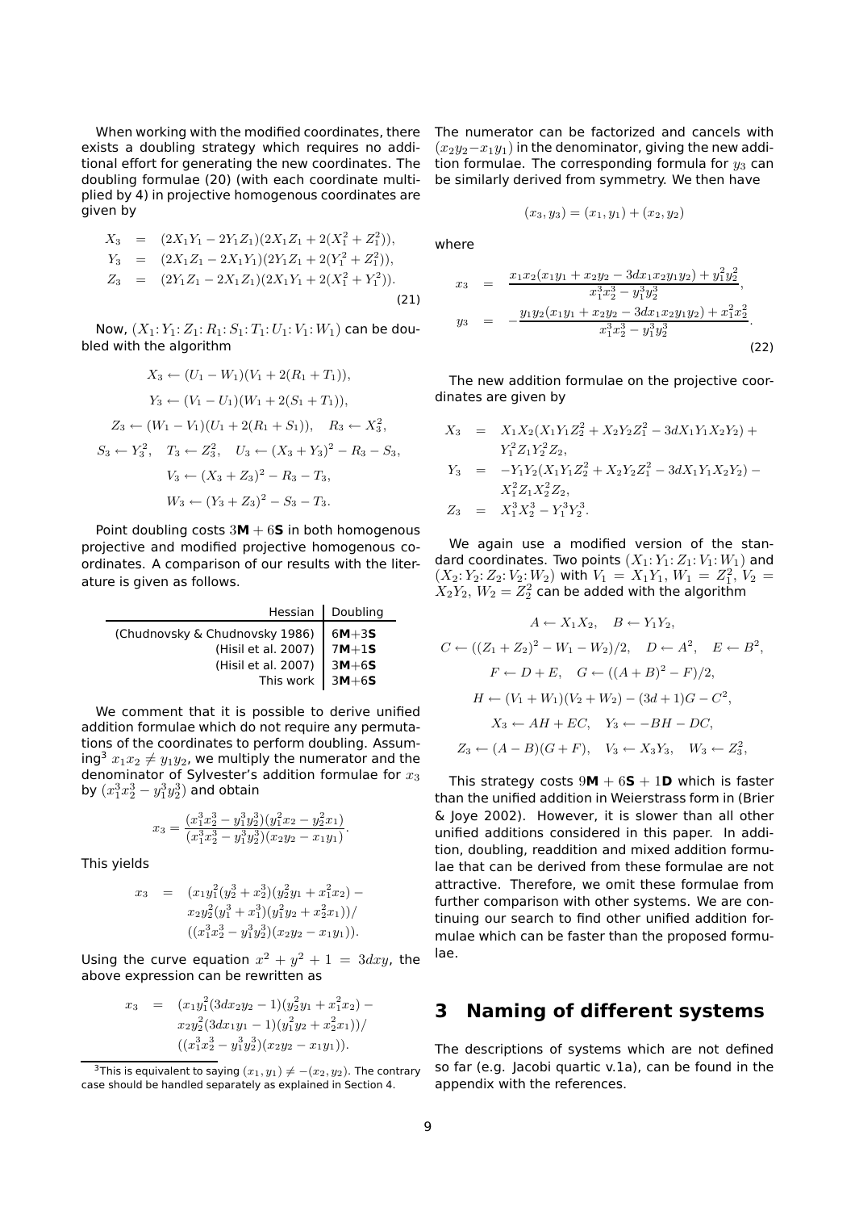When working with the modified coordinates, there exists a doubling strategy which requires no additional effort for generating the new coordinates. The doubling formulae (20) (with each coordinate multiplied by 4) in projective homogenous coordinates are given by

$$
\begin{aligned}
X_3 &= (2X_1Y_1 - 2Y_1Z_1)(2X_1Z_1 + 2(X_1^2 + Z_1^2)),\\
Y_3 &= (2X_1Z_1 - 2X_1Y_1)(2Y_1Z_1 + 2(Y_1^2 + Z_1^2)),\\
Z_3 &= (2Y_1Z_1 - 2X_1Z_1)(2X_1Y_1 + 2(X_1^2 + Y_1^2)).
\end{aligned}
\tag{21}
$$

Now, $(X_1{:}\,Y_1{:}\,Z_1{:}\,R_1{:}\,S_1{:}\,T_1{:}\,U_1{:}\,V_1{:}\,W_1)$ can be doubled with the algorithm

$$
\begin{gathered}
X_3 \leftarrow (U_1 - W_1)(V_1 + 2(R_1 + T_1)),\\
Y_3 \leftarrow (V_1 - U_1)(W_1 + 2(S_1 + T_1)),\\
Z_3 \leftarrow (W_1 - V_1)(U_1 + 2(R_1 + S_1)), \quad R_3 \leftarrow X_3^2,\\
S_3 \leftarrow Y_3^2, \quad T_3 \leftarrow Z_3^2, \quad U_3 \leftarrow (X_3 + Y_3)^2 - R_3 - S_3,\\
V_3 \leftarrow (X_3 + Z_3)^2 - R_3 - T_3,\\
W_3 \leftarrow (Y_3 + Z_3)^2 - S_3 - T_3.
\end{gathered}
$$

Point doubling costs $3\mathbf{M} + 6\mathbf{S}$ in both homogenous projective and modified projective homogenous coordinates. A comparison of our results with the literature is given as follows.

| Hessian | Doubling |
|---:|---|
| (Chudnovsky & Chudnovsky 1986) | 6**M**+3**S** |
| (Hisil et al. 2007) | 7**M**+1**S** |
| (Hisil et al. 2007) | 3**M**+6**S** |
| This work | 3**M**+6**S** |

We comment that it is possible to derive unified addition formulae which do not require any permutations of the coordinates to perform doubling. Assuming[3] $x_1x_2 \neq y_1y_2$, we multiply the numerator and the denominator of Sylvester's addition formulae for $x_3$ by $(x_1^3x_2^3 - y_1^3y_2^3)$ and obtain

$$
x_3 = \frac{(x_1^3x_2^3 - y_1^3y_2^3)(y_1^2x_2 - y_2^2x_1)}{(x_1^3x_2^3 - y_1^3y_2^3)(x_2y_2 - x_1y_1)}.
$$

This yields

$$
\begin{aligned}
x_3 \;=\; & (x_1y_1^2(y_2^3 + x_2^3)(y_2^2y_1 + x_1^2x_2) -\\
& x_2y_2^2(y_1^3 + x_1^3)(y_1^2y_2 + x_2^2x_1))/\\
& ((x_1^3x_2^3 - y_1^3y_2^3)(x_2y_2 - x_1y_1)).
\end{aligned}
$$

Using the curve equation $x^2 + y^2 + 1 = 3dxy$, the above expression can be rewritten as

$$
\begin{aligned}
x_3 \;=\; & (x_1y_1^2(3dx_2y_2 - 1)(y_2^2y_1 + x_1^2x_2) -\\
& x_2y_2^2(3dx_1y_1 - 1)(y_1^2y_2 + x_2^2x_1))/\\
& ((x_1^3x_2^3 - y_1^3y_2^3)(x_2y_2 - x_1y_1)).
\end{aligned}
$$

[3] This is equivalent to saying $(x_1, y_1) \neq -(x_2, y_2)$. The contrary case should be handled separately as explained in Section 4.

The numerator can be factorized and cancels with $(x_2y_2 - x_1y_1)$ in the denominator, giving the new addition formulae. The corresponding formula for $y_3$ can be similarly derived from symmetry. We then have

$$
(x_3, y_3) = (x_1, y_1) + (x_2, y_2)
$$

where

$$
\begin{aligned}
x_3 &= \frac{x_1x_2(x_1y_1 + x_2y_2 - 3dx_1x_2y_1y_2) + y_1^2y_2^2}{x_1^3x_2^3 - y_1^3y_2^3},\\
y_3 &= -\frac{y_1y_2(x_1y_1 + x_2y_2 - 3dx_1x_2y_1y_2) + x_1^2x_2^2}{x_1^3x_2^3 - y_1^3y_2^3}.
\end{aligned}
\tag{22}
$$

The new addition formulae on the projective coordinates are given by

$$
\begin{aligned}
X_3 &= X_1X_2(X_1Y_1Z_2^2 + X_2Y_2Z_1^2 - 3dX_1Y_1X_2Y_2) +\\
&\quad\; Y_1^2Z_1Y_2^2Z_2,\\
Y_3 &= -Y_1Y_2(X_1Y_1Z_2^2 + X_2Y_2Z_1^2 - 3dX_1Y_1X_2Y_2) -\\
&\quad\; X_1^2Z_1X_2^2Z_2,\\
Z_3 &= X_1^3X_2^3 - Y_1^3Y_2^3.
\end{aligned}
$$

We again use a modified version of the standard coordinates. Two points $(X_1{:}\,Y_1{:}\,Z_1{:}\,V_1{:}\,W_1)$ and $(X_2{:}\,Y_2{:}\,Z_2{:}\,V_2{:}\,W_2)$ with $V_1 = X_1Y_1$, $W_1 = Z_1^2$, $V_2 = X_2Y_2$, $W_2 = Z_2^2$ can be added with the algorithm

$$
\begin{gathered}
A \leftarrow X_1X_2, \quad B \leftarrow Y_1Y_2,\\
C \leftarrow ((Z_1 + Z_2)^2 - W_1 - W_2)/2, \quad D \leftarrow A^2, \quad E \leftarrow B^2,\\
F \leftarrow D + E, \quad G \leftarrow ((A + B)^2 - F)/2,\\
H \leftarrow (V_1 + W_1)(V_2 + W_2) - (3d + 1)G - C^2,\\
X_3 \leftarrow AH + EC, \quad Y_3 \leftarrow -BH - DC,\\
Z_3 \leftarrow (A - B)(G + F), \quad V_3 \leftarrow X_3Y_3, \quad W_3 \leftarrow Z_3^2,
\end{gathered}
$$

This strategy costs $9\mathbf{M} + 6\mathbf{S} + 1\mathbf{D}$ which is faster than the unified addition in Weierstrass form in (Brier & Joye 2002). However, it is slower than all other unified additions considered in this paper. In addition, doubling, readdition and mixed addition formulae that can be derived from these formulae are not attractive. Therefore, we omit these formulae from further comparison with other systems. We are continuing our search to find other unified addition formulae which can be faster than the proposed formulae.

## 3 Naming of different systems

The descriptions of systems which are not defined so far (e.g. Jacobi quartic v.1a), can be found in the appendix with the references.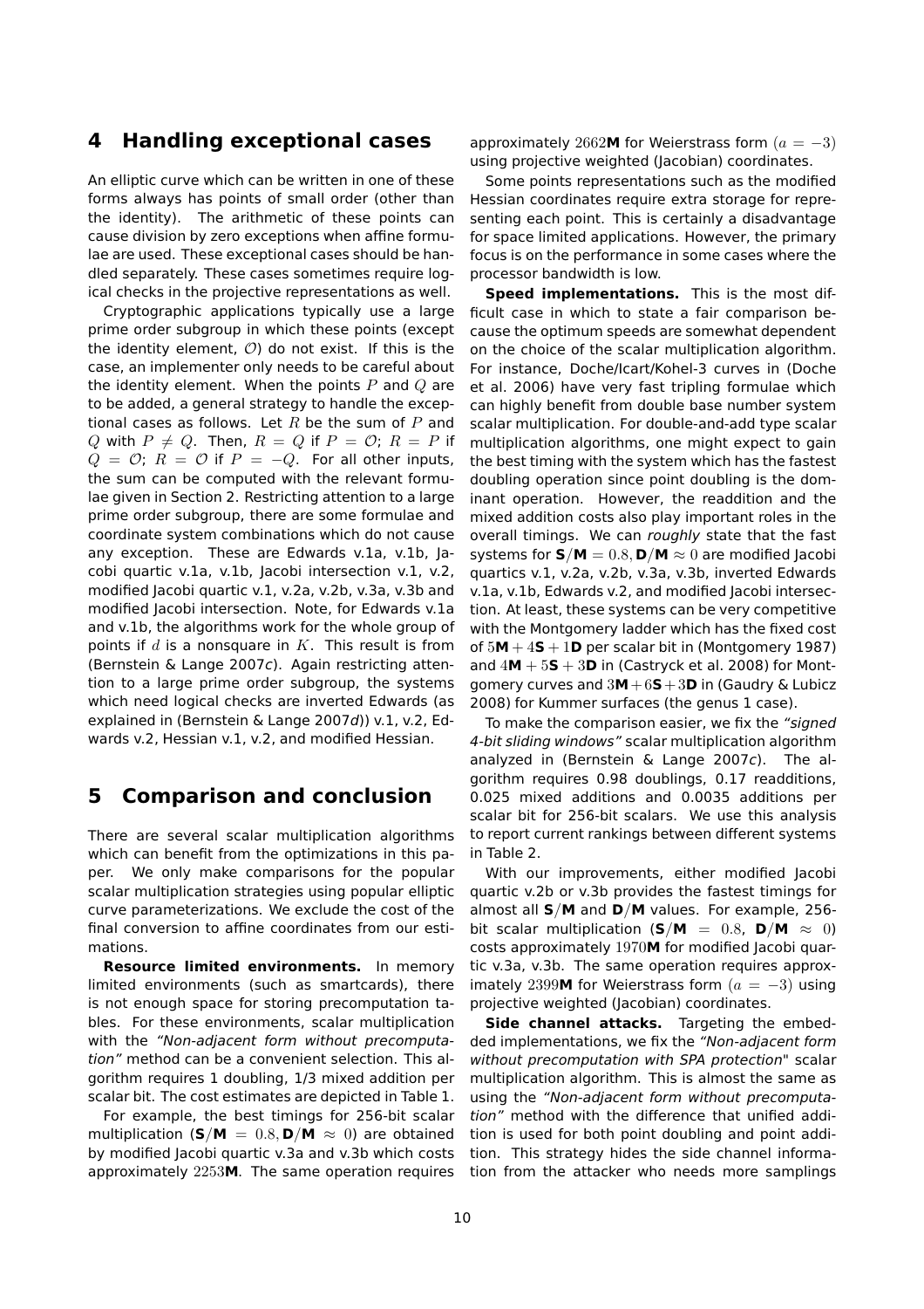## 4 Handling exceptional cases

An elliptic curve which can be written in one of these forms always has points of small order (other than the identity). The arithmetic of these points can cause division by zero exceptions when affine formulae are used. These exceptional cases should be handled separately. These cases sometimes require logical checks in the projective representations as well.

Cryptographic applications typically use a large prime order subgroup in which these points (except the identity element, $\mathcal{O}$) do not exist. If this is the case, an implementer only needs to be careful about the identity element. When the points $P$ and $Q$ are to be added, a general strategy to handle the exceptional cases as follows. Let $R$ be the sum of $P$ and $Q$ with $P \neq Q$. Then, $R = Q$ if $P = \mathcal{O}$; $R = P$ if $Q = \mathcal{O}$; $R = \mathcal{O}$ if $P = -Q$. For all other inputs, the sum can be computed with the relevant formulae given in Section 2. Restricting attention to a large prime order subgroup, there are some formulae and coordinate system combinations which do not cause any exception. These are Edwards v.1a, v.1b, Jacobi quartic v.1a, v.1b, Jacobi intersection v.1, v.2, modified Jacobi quartic v.1, v.2a, v.2b, v.3a, v.3b and modified Jacobi intersection. Note, for Edwards v.1a and v.1b, the algorithms work for the whole group of points if $d$ is a nonsquare in $K$. This result is from (Bernstein & Lange 2007*c*). Again restricting attention to a large prime order subgroup, the systems which need logical checks are inverted Edwards (as explained in (Bernstein & Lange 2007*d*)) v.1, v.2, Edwards v.2, Hessian v.1, v.2, and modified Hessian.

## 5 Comparison and conclusion

There are several scalar multiplication algorithms which can benefit from the optimizations in this paper. We only make comparisons for the popular scalar multiplication strategies using popular elliptic curve parameterizations. We exclude the cost of the final conversion to affine coordinates from our estimations.

**Resource limited environments.** In memory limited environments (such as smartcards), there is not enough space for storing precomputation tables. For these environments, scalar multiplication with the *"Non-adjacent form without precomputation"* method can be a convenient selection. This algorithm requires 1 doubling, 1/3 mixed addition per scalar bit. The cost estimates are depicted in Table 1.

For example, the best timings for 256-bit scalar multiplication ($\mathbf{S}/\mathbf{M} = 0.8, \mathbf{D}/\mathbf{M} \approx 0$) are obtained by modified Jacobi quartic v.3a and v.3b which costs approximately $2253\mathbf{M}$. The same operation requires approximately $2662\mathbf{M}$ for Weierstrass form $(a = -3)$ using projective weighted (Jacobian) coordinates.

Some points representations such as the modified Hessian coordinates require extra storage for representing each point. This is certainly a disadvantage for space limited applications. However, the primary focus is on the performance in some cases where the processor bandwidth is low.

**Speed implementations.** This is the most difficult case in which to state a fair comparison because the optimum speeds are somewhat dependent on the choice of the scalar multiplication algorithm. For instance, Doche/Icart/Kohel-3 curves in (Doche et al. 2006) have very fast tripling formulae which can highly benefit from double base number system scalar multiplication. For double-and-add type scalar multiplication algorithms, one might expect to gain the best timing with the system which has the fastest doubling operation since point doubling is the dominant operation. However, the readdition and the mixed addition costs also play important roles in the overall timings. We can *roughly* state that the fast systems for $\mathbf{S}/\mathbf{M} = 0.8, \mathbf{D}/\mathbf{M} \approx 0$ are modified Jacobi quartics v.1, v.2a, v.2b, v.3a, v.3b, inverted Edwards v.1a, v.1b, Edwards v.2, and modified Jacobi intersection. At least, these systems can be very competitive with the Montgomery ladder which has the fixed cost of $5\mathbf{M} + 4\mathbf{S} + 1\mathbf{D}$ per scalar bit in (Montgomery 1987) and $4\mathbf{M} + 5\mathbf{S} + 3\mathbf{D}$ in (Castryck et al. 2008) for Montgomery curves and $3\mathbf{M} + 6\mathbf{S} + 3\mathbf{D}$ in (Gaudry & Lubicz 2008) for Kummer surfaces (the genus 1 case).

To make the comparison easier, we fix the *"signed 4-bit sliding windows"* scalar multiplication algorithm analyzed in (Bernstein & Lange 2007*c*). The algorithm requires 0.98 doublings, 0.17 readditions, 0.025 mixed additions and 0.0035 additions per scalar bit for 256-bit scalars. We use this analysis to report current rankings between different systems in Table 2.

With our improvements, either modified Jacobi quartic v.2b or v.3b provides the fastest timings for almost all $\mathbf{S}/\mathbf{M}$ and $\mathbf{D}/\mathbf{M}$ values. For example, 256-bit scalar multiplication ($\mathbf{S}/\mathbf{M} = 0.8$, $\mathbf{D}/\mathbf{M} \approx 0$) costs approximately $1970\mathbf{M}$ for modified Jacobi quartic v.3a, v.3b. The same operation requires approximately $2399\mathbf{M}$ for Weierstrass form $(a = -3)$ using projective weighted (Jacobian) coordinates.

**Side channel attacks.** Targeting the embedded implementations, we fix the *"Non-adjacent form without precomputation with SPA protection*" scalar multiplication algorithm. This is almost the same as using the *"Non-adjacent form without precomputation"* method with the difference that unified addition is used for both point doubling and point addition. This strategy hides the side channel information from the attacker who needs more samplings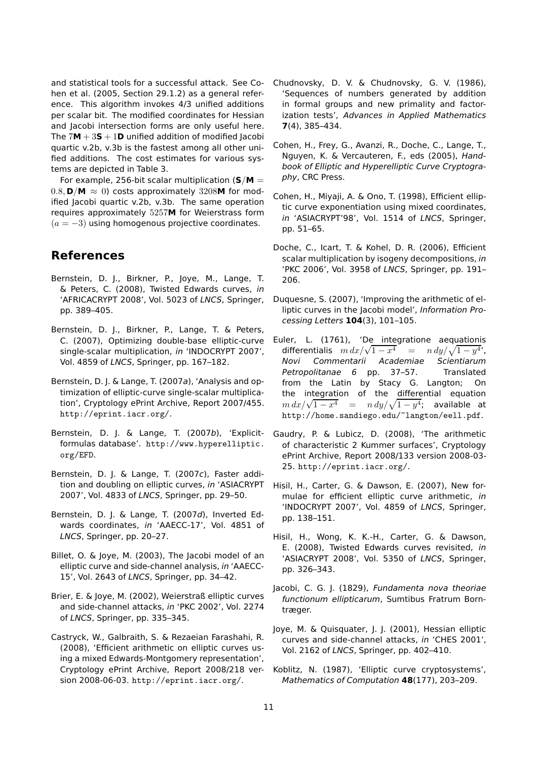and statistical tools for a successful attack. See Cohen et al. (2005, Section 29.1.2) as a general reference. This algorithm invokes 4/3 unified additions per scalar bit. The modified coordinates for Hessian and Jacobi intersection forms are only useful here. The $7\mathbf{M} + 3\mathbf{S} + 1\mathbf{D}$ unified addition of modified Jacobi quartic v.2b, v.3b is the fastest among all other unified additions. The cost estimates for various systems are depicted in Table 3.

For example, 256-bit scalar multiplication ($\mathbf{S}/\mathbf{M} = 0.8, \mathbf{D}/\mathbf{M} \approx 0$) costs approximately $3208\mathbf{M}$ for modified Jacobi quartic v.2b, v.3b. The same operation requires approximately $5257\mathbf{M}$ for Weierstrass form $(a = -3)$ using homogenous projective coordinates.

# References

Bernstein, D. J., Birkner, P., Joye, M., Lange, T. & Peters, C. (2008), Twisted Edwards curves, *in* 'AFRICACRYPT 2008', Vol. 5023 of *LNCS*, Springer, pp. 389–405.

Bernstein, D. J., Birkner, P., Lange, T. & Peters, C. (2007), Optimizing double-base elliptic-curve single-scalar multiplication, *in* 'INDOCRYPT 2007', Vol. 4859 of *LNCS*, Springer, pp. 167–182.

Bernstein, D. J. & Lange, T. (2007*a*), 'Analysis and optimization of elliptic-curve single-scalar multiplication', Cryptology ePrint Archive, Report 2007/455. http://eprint.iacr.org/.

Bernstein, D. J. & Lange, T. (2007*b*), 'Explicit-formulas database'. http://www.hyperelliptic.org/EFD.

Bernstein, D. J. & Lange, T. (2007*c*), Faster addition and doubling on elliptic curves, *in* 'ASIACRYPT 2007', Vol. 4833 of *LNCS*, Springer, pp. 29–50.

Bernstein, D. J. & Lange, T. (2007*d*), Inverted Edwards coordinates, *in* 'AAECC-17', Vol. 4851 of *LNCS*, Springer, pp. 20–27.

Billet, O. & Joye, M. (2003), The Jacobi model of an elliptic curve and side-channel analysis, *in* 'AAECC-15', Vol. 2643 of *LNCS*, Springer, pp. 34–42.

Brier, E. & Joye, M. (2002), Weierstraß elliptic curves and side-channel attacks, *in* 'PKC 2002', Vol. 2274 of *LNCS*, Springer, pp. 335–345.

Castryck, W., Galbraith, S. & Rezaeian Farashahi, R. (2008), 'Efficient arithmetic on elliptic curves using a mixed Edwards-Montgomery representation', Cryptology ePrint Archive, Report 2008/218 version 2008-06-03. http://eprint.iacr.org/.

Chudnovsky, D. V. & Chudnovsky, G. V. (1986), 'Sequences of numbers generated by addition in formal groups and new primality and factorization tests', *Advances in Applied Mathematics* **7**(4), 385–434.

Cohen, H., Frey, G., Avanzi, R., Doche, C., Lange, T., Nguyen, K. & Vercauteren, F., eds (2005), *Handbook of Elliptic and Hyperelliptic Curve Cryptography*, CRC Press.

Cohen, H., Miyaji, A. & Ono, T. (1998), Efficient elliptic curve exponentiation using mixed coordinates, *in* 'ASIACRYPT'98', Vol. 1514 of *LNCS*, Springer, pp. 51–65.

Doche, C., Icart, T. & Kohel, D. R. (2006), Efficient scalar multiplication by isogeny decompositions, *in* 'PKC 2006', Vol. 3958 of *LNCS*, Springer, pp. 191–206.

Duquesne, S. (2007), 'Improving the arithmetic of elliptic curves in the Jacobi model', *Information Processing Letters* **104**(3), 101–105.

Euler, L. (1761), 'De integratione aequationis differentialis $m\,dx/\sqrt{1-x^4} = n\,dy/\sqrt{1-y^4}$', *Novi Commentarii Academiae Scientiarum Petropolitanae 6* pp. 37–57. Translated from the Latin by Stacy G. Langton; On the integration of the differential equation $m\,dx/\sqrt{1-x^4} = n\,dy/\sqrt{1-y^4}$; available at http://home.sandiego.edu/~langton/eell.pdf.

Gaudry, P. & Lubicz, D. (2008), 'The arithmetic of characteristic 2 Kummer surfaces', Cryptology ePrint Archive, Report 2008/133 version 2008-03-25. http://eprint.iacr.org/.

Hisil, H., Carter, G. & Dawson, E. (2007), New formulae for efficient elliptic curve arithmetic, *in* 'INDOCRYPT 2007', Vol. 4859 of *LNCS*, Springer, pp. 138–151.

Hisil, H., Wong, K. K.-H., Carter, G. & Dawson, E. (2008), Twisted Edwards curves revisited, *in* 'ASIACRYPT 2008', Vol. 5350 of *LNCS*, Springer, pp. 326–343.

Jacobi, C. G. J. (1829), *Fundamenta nova theoriae functionum ellipticarum*, Sumtibus Fratrum Borntræger.

Joye, M. & Quisquater, J. J. (2001), Hessian elliptic curves and side-channel attacks, *in* 'CHES 2001', Vol. 2162 of *LNCS*, Springer, pp. 402–410.

Koblitz, N. (1987), 'Elliptic curve cryptosystems', *Mathematics of Computation* **48**(177), 203–209.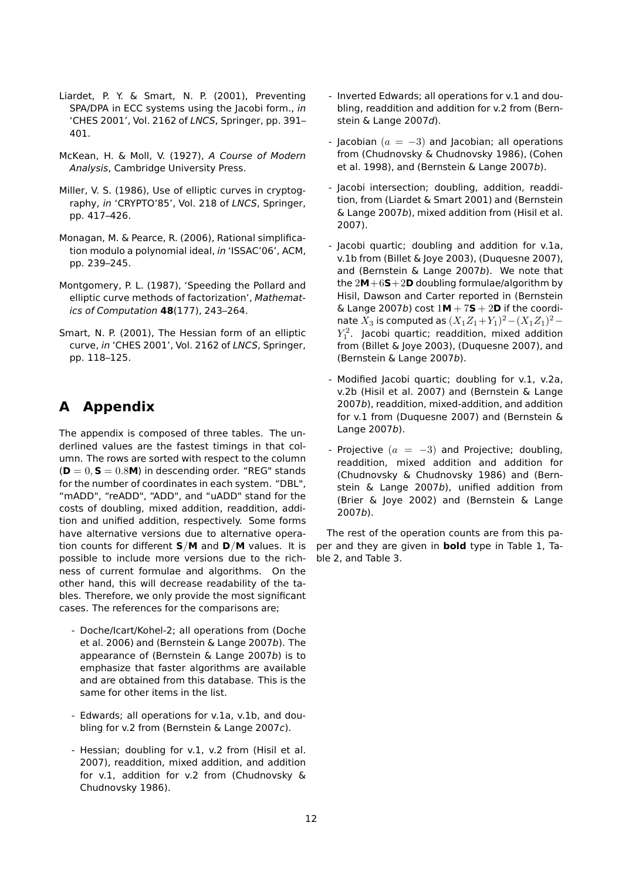Liardet, P. Y. & Smart, N. P. (2001), Preventing SPA/DPA in ECC systems using the Jacobi form., *in* 'CHES 2001', Vol. 2162 of *LNCS*, Springer, pp. 391–401.

McKean, H. & Moll, V. (1927), *A Course of Modern Analysis*, Cambridge University Press.

Miller, V. S. (1986), Use of elliptic curves in cryptography, *in* 'CRYPTO'85', Vol. 218 of *LNCS*, Springer, pp. 417–426.

Monagan, M. & Pearce, R. (2006), Rational simplification modulo a polynomial ideal, *in* 'ISSAC'06', ACM, pp. 239–245.

Montgomery, P. L. (1987), 'Speeding the Pollard and elliptic curve methods of factorization', *Mathematics of Computation* **48**(177), 243–264.

Smart, N. P. (2001), The Hessian form of an elliptic curve, *in* 'CHES 2001', Vol. 2162 of *LNCS*, Springer, pp. 118–125.

# A Appendix

The appendix is composed of three tables. The underlined values are the fastest timings in that column. The rows are sorted with respect to the column (**D** $= 0$, **S** $= 0.8$**M**) in descending order. "REG" stands for the number of coordinates in each system. "DBL", "mADD", "reADD", "ADD", and "uADD" stand for the costs of doubling, mixed addition, readdition, addition and unified addition, respectively. Some forms have alternative versions due to alternative operation counts for different **S**/**M** and **D**/**M** values. It is possible to include more versions due to the richness of current formulae and algorithms. On the other hand, this will decrease readability of the tables. Therefore, we only provide the most significant cases. The references for the comparisons are;

- Doche/Icart/Kohel-2; all operations from (Doche et al. 2006) and (Bernstein & Lange 2007*b*). The appearance of (Bernstein & Lange 2007*b*) is to emphasize that faster algorithms are available and are obtained from this database. This is the same for other items in the list.
- Edwards; all operations for v.1a, v.1b, and doubling for v.2 from (Bernstein & Lange 2007*c*).
- Hessian; doubling for v.1, v.2 from (Hisil et al. 2007), readdition, mixed addition, and addition for v.1, addition for v.2 from (Chudnovsky & Chudnovsky 1986).
- Inverted Edwards; all operations for v.1 and doubling, readdition and addition for v.2 from (Bernstein & Lange 2007*d*).
- Jacobian $(a = -3)$ and Jacobian; all operations from (Chudnovsky & Chudnovsky 1986), (Cohen et al. 1998), and (Bernstein & Lange 2007*b*).
- Jacobi intersection; doubling, addition, readdition, from (Liardet & Smart 2001) and (Bernstein & Lange 2007*b*), mixed addition from (Hisil et al. 2007).
- Jacobi quartic; doubling and addition for v.1a, v.1b from (Billet & Joye 2003), (Duquesne 2007), and (Bernstein & Lange 2007*b*). We note that the $2$**M**$+6$**S**$+2$**D** doubling formulae/algorithm by Hisil, Dawson and Carter reported in (Bernstein & Lange 2007*b*) cost $1$**M** $+ 7$**S** $+ 2$**D** if the coordinate $X_3$ is computed as $(X_1Z_1+Y_1)^2-(X_1Z_1)^2-Y_1^2$. Jacobi quartic; readdition, mixed addition from (Billet & Joye 2003), (Duquesne 2007), and (Bernstein & Lange 2007*b*).
- Modified Jacobi quartic; doubling for v.1, v.2a, v.2b (Hisil et al. 2007) and (Bernstein & Lange 2007*b*), readdition, mixed-addition, and addition for v.1 from (Duquesne 2007) and (Bernstein & Lange 2007*b*).
- Projective $(a = -3)$ and Projective; doubling, readdition, mixed addition and addition for (Chudnovsky & Chudnovsky 1986) and (Bernstein & Lange 2007*b*), unified addition from (Brier & Joye 2002) and (Bernstein & Lange 2007*b*).

The rest of the operation counts are from this paper and they are given in **bold** type in Table 1, Table 2, and Table 3.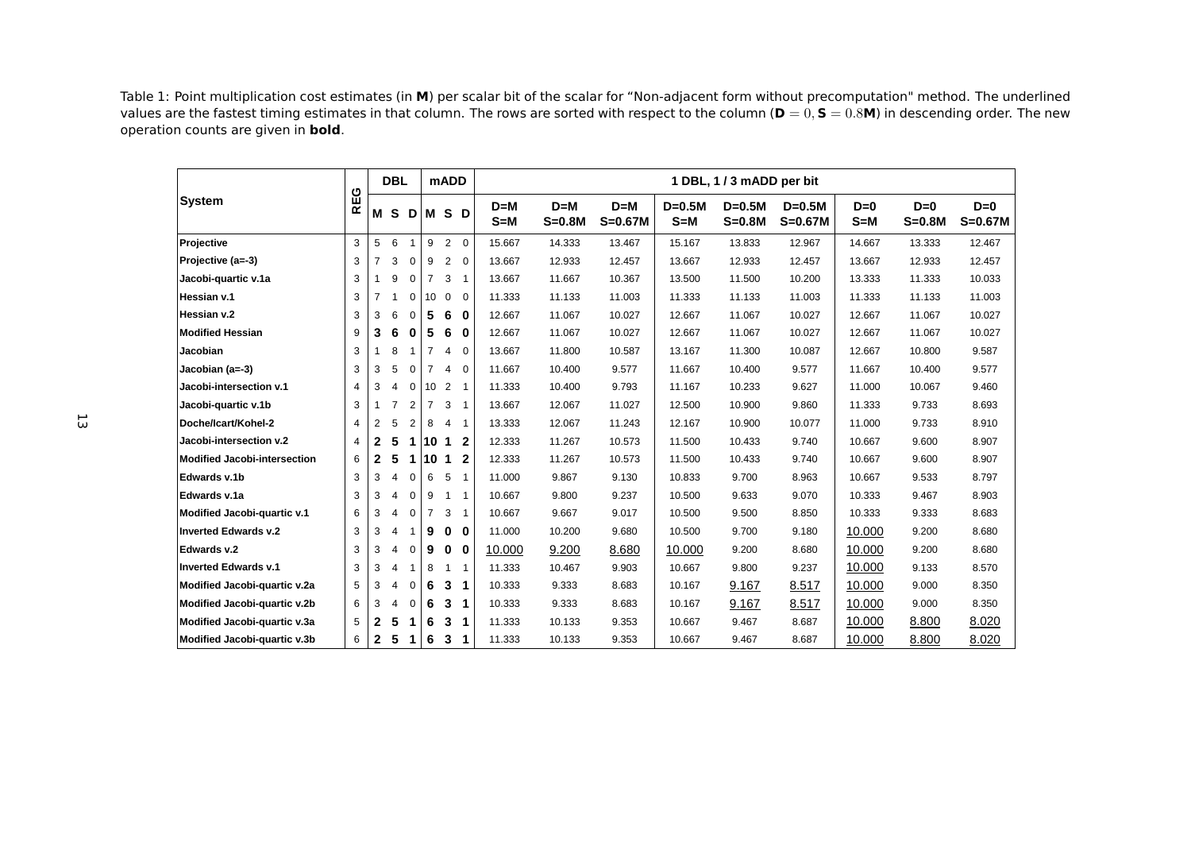Table 1: Point multiplication cost estimates (in **M**) per scalar bit of the scalar for "Non-adjacent form without precomputation" method. The underlined values are the fastest timing estimates in that column. The rows are sorted with respect to the column ($\mathbf{D} = 0, \mathbf{S} = 0.8\mathbf{M}$) in descending order. The new operation counts are given in **bold**.

| System | REG | DBL | | | mADD | | | 1 DBL, 1 / 3 mADD per bit | | | | | | | | |
|---|---|---|---|---|---|---|---|---|---|---|---|---|---|---|---|---|
| | | M | S | D | M | S | D | D=M S=M | D=M S=0.8M | D=M S=0.67M | D=0.5M S=M | D=0.5M S=0.8M | D=0.5M S=0.67M | D=0 S=M | D=0 S=0.8M | D=0 S=0.67M |
| **Projective** | 3 | 5 | 6 | 1 | 9 | 2 | 0 | 15.667 | 14.333 | 13.467 | 15.167 | 13.833 | 12.967 | 14.667 | 13.333 | 12.467 |
| **Projective (a=-3)** | 3 | 7 | 3 | 0 | 9 | 2 | 0 | 13.667 | 12.933 | 12.457 | 13.667 | 12.933 | 12.457 | 13.667 | 12.933 | 12.457 |
| **Jacobi-quartic v.1a** | 3 | 1 | 9 | 0 | 7 | 3 | 1 | 13.667 | 11.667 | 10.367 | 13.500 | 11.500 | 10.200 | 13.333 | 11.333 | 10.033 |
| **Hessian v.1** | 3 | 7 | 1 | 0 | 10 | 0 | 0 | 11.333 | 11.133 | 11.003 | 11.333 | 11.133 | 11.003 | 11.333 | 11.133 | 11.003 |
| **Hessian v.2** | 3 | 3 | 6 | 0 | **5** | **6** | **0** | 12.667 | 11.067 | 10.027 | 12.667 | 11.067 | 10.027 | 12.667 | 11.067 | 10.027 |
| **Modified Hessian** | 9 | **3** | **6** | **0** | **5** | **6** | **0** | 12.667 | 11.067 | 10.027 | 12.667 | 11.067 | 10.027 | 12.667 | 11.067 | 10.027 |
| **Jacobian** | 3 | 1 | 8 | 1 | 7 | 4 | 0 | 13.667 | 11.800 | 10.587 | 13.167 | 11.300 | 10.087 | 12.667 | 10.800 | 9.587 |
| **Jacobian (a=-3)** | 3 | 3 | 5 | 0 | 7 | 4 | 0 | 11.667 | 10.400 | 9.577 | 11.667 | 10.400 | 9.577 | 11.667 | 10.400 | 9.577 |
| **Jacobi-intersection v.1** | 4 | 3 | 4 | 0 | 10 | 2 | 1 | 11.333 | 10.400 | 9.793 | 11.167 | 10.233 | 9.627 | 11.000 | 10.067 | 9.460 |
| **Jacobi-quartic v.1b** | 3 | 1 | 7 | 2 | 7 | 3 | 1 | 13.667 | 12.067 | 11.027 | 12.500 | 10.900 | 9.860 | 11.333 | 9.733 | 8.693 |
| **Doche/Icart/Kohel-2** | 4 | 2 | 5 | 2 | 8 | 4 | 1 | 13.333 | 12.067 | 11.243 | 12.167 | 10.900 | 10.077 | 11.000 | 9.733 | 8.910 |
| **Jacobi-intersection v.2** | 4 | **2** | **5** | **1** | **10** | **1** | **2** | 12.333 | 11.267 | 10.573 | 11.500 | 10.433 | 9.740 | 10.667 | 9.600 | 8.907 |
| **Modified Jacobi-intersection** | 6 | **2** | **5** | **1** | **10** | **1** | **2** | 12.333 | 11.267 | 10.573 | 11.500 | 10.433 | 9.740 | 10.667 | 9.600 | 8.907 |
| **Edwards v.1b** | 3 | 3 | 4 | 0 | 6 | 5 | 1 | 11.000 | 9.867 | 9.130 | 10.833 | 9.700 | 8.963 | 10.667 | 9.533 | 8.797 |
| **Edwards v.1a** | 3 | 3 | 4 | 0 | 9 | 1 | 1 | 10.667 | 9.800 | 9.237 | 10.500 | 9.633 | 9.070 | 10.333 | 9.467 | 8.903 |
| **Modified Jacobi-quartic v.1** | 6 | 3 | 4 | 0 | 7 | 3 | 1 | 10.667 | 9.667 | 9.017 | 10.500 | 9.500 | 8.850 | 10.333 | 9.333 | 8.683 |
| **Inverted Edwards v.2** | 3 | 3 | 4 | 1 | **9** | **0** | **0** | 11.000 | 10.200 | 9.680 | 10.500 | 9.700 | 9.180 | <u>10.000</u> | 9.200 | 8.680 |
| **Edwards v.2** | 3 | 3 | 4 | 0 | **9** | **0** | **0** | <u>10.000</u> | <u>9.200</u> | <u>8.680</u> | <u>10.000</u> | 9.200 | 8.680 | <u>10.000</u> | 9.200 | 8.680 |
| **Inverted Edwards v.1** | 3 | 3 | 4 | 1 | 8 | 1 | 1 | 11.333 | 10.467 | 9.903 | 10.667 | 9.800 | 9.237 | <u>10.000</u> | 9.133 | 8.570 |
| **Modified Jacobi-quartic v.2a** | 5 | 3 | 4 | 0 | **6** | **3** | **1** | 10.333 | 9.333 | 8.683 | 10.167 | <u>9.167</u> | <u>8.517</u> | <u>10.000</u> | 9.000 | 8.350 |
| **Modified Jacobi-quartic v.2b** | 6 | 3 | 4 | 0 | **6** | **3** | **1** | 10.333 | 9.333 | 8.683 | 10.167 | <u>9.167</u> | <u>8.517</u> | <u>10.000</u> | 9.000 | 8.350 |
| **Modified Jacobi-quartic v.3a** | 5 | **2** | **5** | **1** | **6** | **3** | **1** | 11.333 | 10.133 | 9.353 | 10.667 | 9.467 | 8.687 | <u>10.000</u> | <u>8.800</u> | <u>8.020</u> |
| **Modified Jacobi-quartic v.3b** | 6 | **2** | **5** | **1** | **6** | **3** | **1** | 11.333 | 10.133 | 9.353 | 10.667 | 9.467 | 8.687 | <u>10.000</u> | <u>8.800</u> | <u>8.020</u> |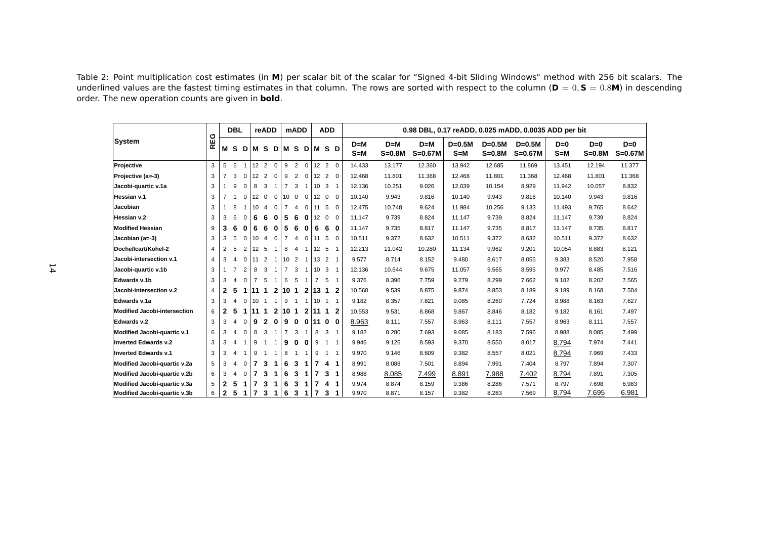Table 2: Point multiplication cost estimates (in **M**) per scalar bit of the scalar for "Signed 4-bit Sliding Windows" method with 256 bit scalars. The underlined values are the fastest timing estimates in that column. The rows are sorted with respect to the column ($\mathbf{D} = 0, \mathbf{S} = 0.8\mathbf{M}$) in descending order. The new operation counts are given in **bold**.

| System | REG | DBL | | | reADD | | | mADD | | | ADD | | | 0.98 DBL, 0.17 reADD, 0.025 mADD, 0.0035 ADD per bit | | | | | | | | |
|---|---|---|---|---|---|---|---|---|---|---|---|---|---|---|---|---|---|---|---|---|---|---|
| | | M | S | D | M | S | D | M | S | D | M | S | D | D=M S=M | D=M S=0.8M | D=M S=0.67M | D=0.5M S=M | D=0.5M S=0.8M | D=0.5M S=0.67M | D=0 S=M | D=0 S=0.8M | D=0 S=0.67M |
| Projective | 3 | 5 | 6 | 1 | 12 | 2 | 0 | 9 | 2 | 0 | 12 | 2 | 0 | 14.433 | 13.177 | 12.360 | 13.942 | 12.685 | 11.869 | 13.451 | 12.194 | 11.377 |
| Projective (a=-3) | 3 | 7 | 3 | 0 | 12 | 2 | 0 | 9 | 2 | 0 | 12 | 2 | 0 | 12.468 | 11.801 | 11.368 | 12.468 | 11.801 | 11.368 | 12.468 | 11.801 | 11.368 |
| Jacobi-quartic v.1a | 3 | 1 | 9 | 0 | 8 | 3 | 1 | 7 | 3 | 1 | 10 | 3 | 1 | 12.136 | 10.251 | 9.026 | 12.039 | 10.154 | 8.929 | 11.942 | 10.057 | 8.832 |
| Hessian v.1 | 3 | 7 | 1 | 0 | 12 | 0 | 0 | 10 | 0 | 0 | 12 | 0 | 0 | 10.140 | 9.943 | 9.816 | 10.140 | 9.943 | 9.816 | 10.140 | 9.943 | 9.816 |
| Jacobian | 3 | 1 | 8 | 1 | 10 | 4 | 0 | 7 | 4 | 0 | 11 | 5 | 0 | 12.475 | 10.748 | 9.624 | 11.984 | 10.256 | 9.133 | 11.493 | 9.765 | 8.642 |
| Hessian v.2 | 3 | 3 | 6 | 0 | **6** | **6** | **0** | **5** | **6** | **0** | 12 | 0 | 0 | 11.147 | 9.739 | 8.824 | 11.147 | 9.739 | 8.824 | 11.147 | 9.739 | 8.824 |
| Modified Hessian | 9 | **3** | **6** | **0** | **6** | **6** | **0** | **5** | **6** | **0** | **6** | **6** | **0** | 11.147 | 9.735 | 8.817 | 11.147 | 9.735 | 8.817 | 11.147 | 9.735 | 8.817 |
| Jacobian (a=-3) | 3 | 3 | 5 | 0 | 10 | 4 | 0 | 7 | 4 | 0 | 11 | 5 | 0 | 10.511 | 9.372 | 8.632 | 10.511 | 9.372 | 8.632 | 10.511 | 9.372 | 8.632 |
| Doche/Icart/Kohel-2 | 4 | 2 | 5 | 2 | 12 | 5 | 1 | 8 | 4 | 1 | 12 | 5 | 1 | 12.213 | 11.042 | 10.280 | 11.134 | 9.962 | 9.201 | 10.054 | 8.883 | 8.121 |
| Jacobi-intersection v.1 | 4 | 3 | 4 | 0 | 11 | 2 | 1 | 10 | 2 | 1 | 13 | 2 | 1 | 9.577 | 8.714 | 8.152 | 9.480 | 8.617 | 8.055 | 9.383 | 8.520 | 7.958 |
| Jacobi-quartic v.1b | 3 | 1 | 7 | 2 | 8 | 3 | 1 | 7 | 3 | 1 | 10 | 3 | 1 | 12.136 | 10.644 | 9.675 | 11.057 | 9.565 | 8.595 | 9.977 | 8.485 | 7.516 |
| Edwards v.1b | 3 | 3 | 4 | 0 | 7 | 5 | 1 | 6 | 5 | 1 | 7 | 5 | 1 | 9.376 | 8.396 | 7.759 | 9.279 | 8.299 | 7.662 | 9.182 | 8.202 | 7.565 |
| Jacobi-intersection v.2 | 4 | **2** | **5** | **1** | **11** | **1** | **2** | **10** | **1** | **2** | **13** | **1** | **2** | 10.560 | 9.539 | 8.875 | 9.874 | 8.853 | 8.189 | 9.189 | 8.168 | 7.504 |
| Edwards v.1a | 3 | 3 | 4 | 0 | 10 | 1 | 1 | 9 | 1 | 1 | 10 | 1 | 1 | 9.182 | 8.357 | 7.821 | 9.085 | 8.260 | 7.724 | 8.988 | 8.163 | 7.627 |
| Modified Jacobi-intersection | 6 | **2** | **5** | **1** | **11** | **1** | **2** | **10** | **1** | **2** | **11** | **1** | **2** | 10.553 | 9.531 | 8.868 | 9.867 | 8.846 | 8.182 | 9.182 | 8.161 | 7.497 |
| Edwards v.2 | 3 | 3 | 4 | 0 | **9** | **2** | **0** | **9** | **0** | **0** | **11** | **0** | **0** | <u>8.963</u> | 8.111 | 7.557 | 8.963 | 8.111 | 7.557 | 8.963 | 8.111 | 7.557 |
| Modified Jacobi-quartic v.1 | 6 | 3 | 4 | 0 | 8 | 3 | 1 | 7 | 3 | 1 | 8 | 3 | 1 | 9.182 | 8.280 | 7.693 | 9.085 | 8.183 | 7.596 | 8.988 | 8.085 | 7.499 |
| Inverted Edwards v.2 | 3 | 3 | 4 | 1 | 9 | 1 | 1 | **9** | **0** | **0** | 9 | 1 | 1 | 9.946 | 9.126 | 8.593 | 9.370 | 8.550 | 8.017 | <u>8.794</u> | 7.974 | 7.441 |
| Inverted Edwards v.1 | 3 | 3 | 4 | 1 | 9 | 1 | 1 | 8 | 1 | 1 | 9 | 1 | 1 | 9.970 | 9.146 | 8.609 | 9.382 | 8.557 | 8.021 | <u>8.794</u> | 7.969 | 7.433 |
| Modified Jacobi-quartic v.2a | 5 | 3 | 4 | 0 | **7** | **3** | **1** | **6** | **3** | **1** | **7** | **4** | **1** | 8.991 | 8.088 | 7.501 | 8.894 | 7.991 | 7.404 | 8.797 | 7.894 | 7.307 |
| Modified Jacobi-quartic v.2b | 6 | 3 | 4 | 0 | **7** | **3** | **1** | **6** | **3** | **1** | **7** | **3** | **1** | 8.988 | <u>8.085</u> | <u>7.499</u> | <u>8.891</u> | <u>7.988</u> | <u>7.402</u> | <u>8.794</u> | 7.891 | 7.305 |
| Modified Jacobi-quartic v.3a | 5 | **2** | **5** | **1** | **7** | **3** | **1** | **6** | **3** | **1** | **7** | **4** | **1** | 9.974 | 8.874 | 8.159 | 9.386 | 8.286 | 7.571 | 8.797 | 7.698 | 6.983 |
| Modified Jacobi-quartic v.3b | 6 | **2** | **5** | **1** | **7** | **3** | **1** | **6** | **3** | **1** | **7** | **3** | **1** | 9.970 | 8.871 | 8.157 | 9.382 | 8.283 | 7.569 | <u>8.794</u> | <u>7.695</u> | <u>6.981</u> |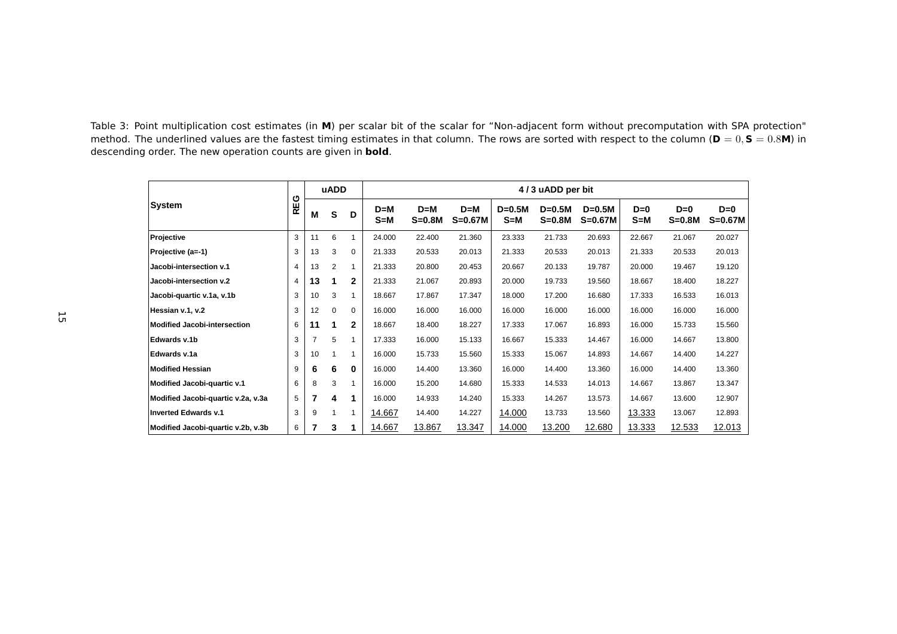Table 3: Point multiplication cost estimates (in **M**) per scalar bit of the scalar for “Non-adjacent form without precomputation with SPA protection" method. The underlined values are the fastest timing estimates in that column. The rows are sorted with respect to the column ($\mathbf{D} = 0, \mathbf{S} = 0.8\mathbf{M}$) in descending order. The new operation counts are given in **bold**.

| System | REG | uADD | | | 4 / 3 uADD per bit | | | | | | | | |
|---|---|---|---|---|---|---|---|---|---|---|---|---|---|
| | | M | S | D | D=M S=M | D=M S=0.8M | D=M S=0.67M | D=0.5M S=M | D=0.5M S=0.8M | D=0.5M S=0.67M | D=0 S=M | D=0 S=0.8M | D=0 S=0.67M |
| Projective | 3 | 11 | 6 | 1 | 24.000 | 22.400 | 21.360 | 23.333 | 21.733 | 20.693 | 22.667 | 21.067 | 20.027 |
| Projective (a=-1) | 3 | 13 | 3 | 0 | 21.333 | 20.533 | 20.013 | 21.333 | 20.533 | 20.013 | 21.333 | 20.533 | 20.013 |
| Jacobi-intersection v.1 | 4 | 13 | 2 | 1 | 21.333 | 20.800 | 20.453 | 20.667 | 20.133 | 19.787 | 20.000 | 19.467 | 19.120 |
| Jacobi-intersection v.2 | 4 | **13** | **1** | **2** | 21.333 | 21.067 | 20.893 | 20.000 | 19.733 | 19.560 | 18.667 | 18.400 | 18.227 |
| Jacobi-quartic v.1a, v.1b | 3 | 10 | 3 | 1 | 18.667 | 17.867 | 17.347 | 18.000 | 17.200 | 16.680 | 17.333 | 16.533 | 16.013 |
| Hessian v.1, v.2 | 3 | 12 | 0 | 0 | 16.000 | 16.000 | 16.000 | 16.000 | 16.000 | 16.000 | 16.000 | 16.000 | 16.000 |
| Modified Jacobi-intersection | 6 | **11** | **1** | **2** | 18.667 | 18.400 | 18.227 | 17.333 | 17.067 | 16.893 | 16.000 | 15.733 | 15.560 |
| Edwards v.1b | 3 | 7 | 5 | 1 | 17.333 | 16.000 | 15.133 | 16.667 | 15.333 | 14.467 | 16.000 | 14.667 | 13.800 |
| Edwards v.1a | 3 | 10 | 1 | 1 | 16.000 | 15.733 | 15.560 | 15.333 | 15.067 | 14.893 | 14.667 | 14.400 | 14.227 |
| Modified Hessian | 9 | **6** | **6** | **0** | 16.000 | 14.400 | 13.360 | 16.000 | 14.400 | 13.360 | 16.000 | 14.400 | 13.360 |
| Modified Jacobi-quartic v.1 | 6 | 8 | 3 | 1 | 16.000 | 15.200 | 14.680 | 15.333 | 14.533 | 14.013 | 14.667 | 13.867 | 13.347 |
| Modified Jacobi-quartic v.2a, v.3a | 5 | **7** | **4** | **1** | 16.000 | 14.933 | 14.240 | 15.333 | 14.267 | 13.573 | 14.667 | 13.600 | 12.907 |
| Inverted Edwards v.1 | 3 | 9 | 1 | 1 | <u>14.667</u> | 14.400 | 14.227 | <u>14.000</u> | 13.733 | 13.560 | <u>13.333</u> | 13.067 | 12.893 |
| Modified Jacobi-quartic v.2b, v.3b | 6 | **7** | **3** | **1** | <u>14.667</u> | <u>13.867</u> | <u>13.347</u> | <u>14.000</u> | <u>13.200</u> | <u>12.680</u> | <u>13.333</u> | <u>12.533</u> | <u>12.013</u> |